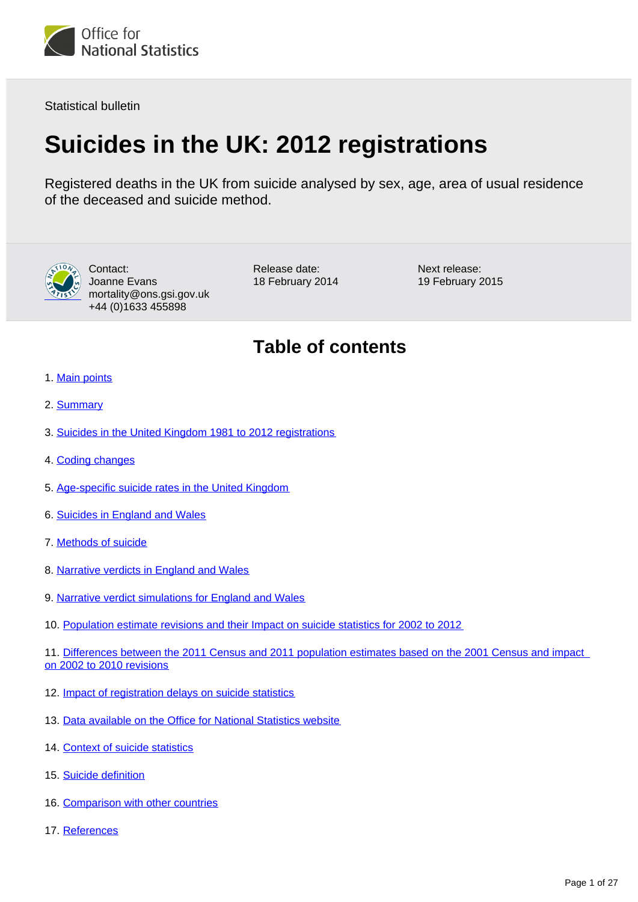Office for National Statistics

Statistical bulletin

# Suicides in the UK: 2012 registrations

Registered deaths in the UK from suicide analysed by sex, age, area of usual residence of the deceased and suicide method.

Contact:
Joanne Evans
mortality@ons.gsi.gov.uk
+44 (0)1633 455898

Release date:
18 February 2014

Next release:
19 February 2015

## Table of contents

1. Main points
2. Summary
3. Suicides in the United Kingdom 1981 to 2012 registrations
4. Coding changes
5. Age-specific suicide rates in the United Kingdom
6. Suicides in England and Wales
7. Methods of suicide
8. Narrative verdicts in England and Wales
9. Narrative verdict simulations for England and Wales
10. Population estimate revisions and their Impact on suicide statistics for 2002 to 2012
11. Differences between the 2011 Census and 2011 population estimates based on the 2001 Census and impact on 2002 to 2010 revisions
12. Impact of registration delays on suicide statistics
13. Data available on the Office for National Statistics website
14. Context of suicide statistics
15. Suicide definition
16. Comparison with other countries
17. References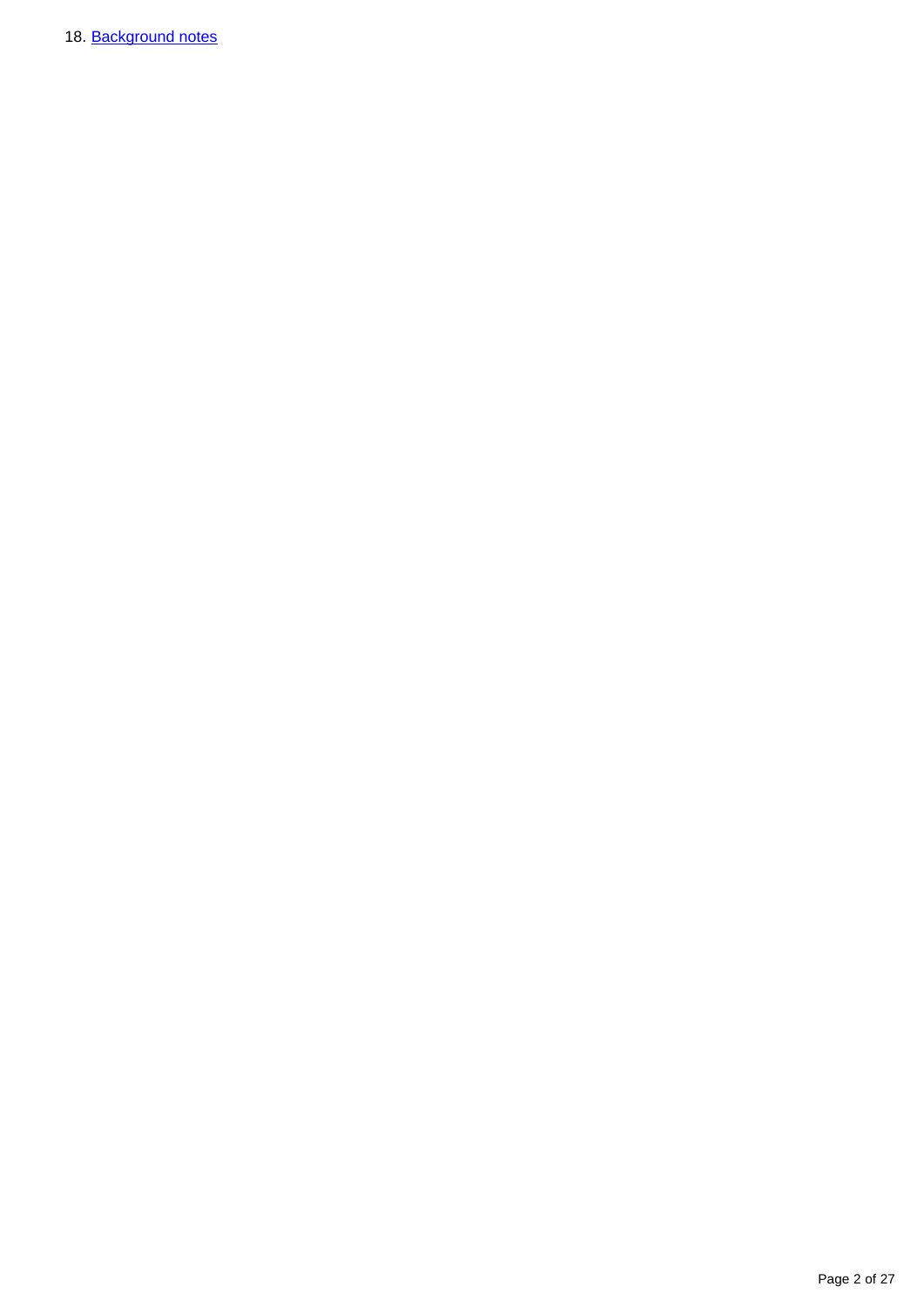18. Background notes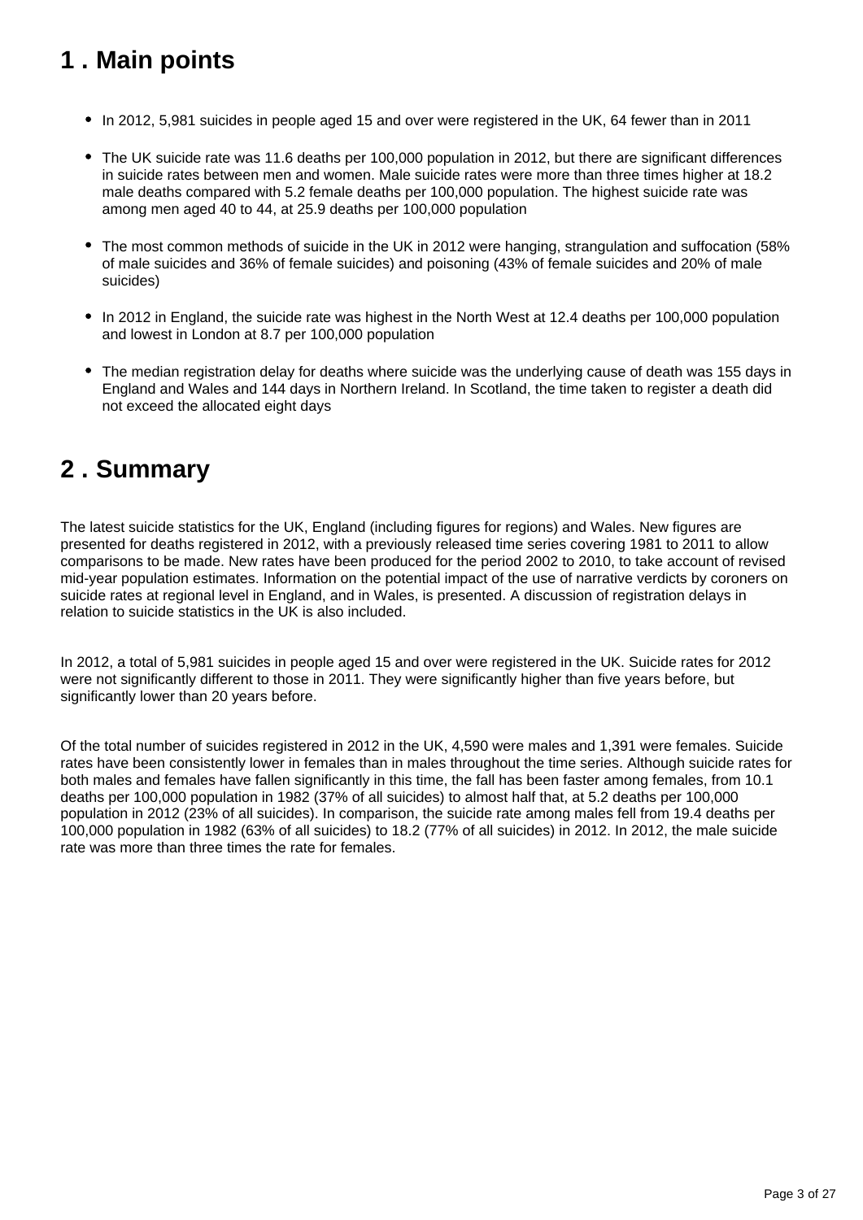## 1 . Main points

- In 2012, 5,981 suicides in people aged 15 and over were registered in the UK, 64 fewer than in 2011
- The UK suicide rate was 11.6 deaths per 100,000 population in 2012, but there are significant differences in suicide rates between men and women. Male suicide rates were more than three times higher at 18.2 male deaths compared with 5.2 female deaths per 100,000 population. The highest suicide rate was among men aged 40 to 44, at 25.9 deaths per 100,000 population
- The most common methods of suicide in the UK in 2012 were hanging, strangulation and suffocation (58% of male suicides and 36% of female suicides) and poisoning (43% of female suicides and 20% of male suicides)
- In 2012 in England, the suicide rate was highest in the North West at 12.4 deaths per 100,000 population and lowest in London at 8.7 per 100,000 population
- The median registration delay for deaths where suicide was the underlying cause of death was 155 days in England and Wales and 144 days in Northern Ireland. In Scotland, the time taken to register a death did not exceed the allocated eight days

## 2 . Summary

The latest suicide statistics for the UK, England (including figures for regions) and Wales. New figures are presented for deaths registered in 2012, with a previously released time series covering 1981 to 2011 to allow comparisons to be made. New rates have been produced for the period 2002 to 2010, to take account of revised mid-year population estimates. Information on the potential impact of the use of narrative verdicts by coroners on suicide rates at regional level in England, and in Wales, is presented. A discussion of registration delays in relation to suicide statistics in the UK is also included.

In 2012, a total of 5,981 suicides in people aged 15 and over were registered in the UK. Suicide rates for 2012 were not significantly different to those in 2011. They were significantly higher than five years before, but significantly lower than 20 years before.

Of the total number of suicides registered in 2012 in the UK, 4,590 were males and 1,391 were females. Suicide rates have been consistently lower in females than in males throughout the time series. Although suicide rates for both males and females have fallen significantly in this time, the fall has been faster among females, from 10.1 deaths per 100,000 population in 1982 (37% of all suicides) to almost half that, at 5.2 deaths per 100,000 population in 2012 (23% of all suicides). In comparison, the suicide rate among males fell from 19.4 deaths per 100,000 population in 1982 (63% of all suicides) to 18.2 (77% of all suicides) in 2012. In 2012, the male suicide rate was more than three times the rate for females.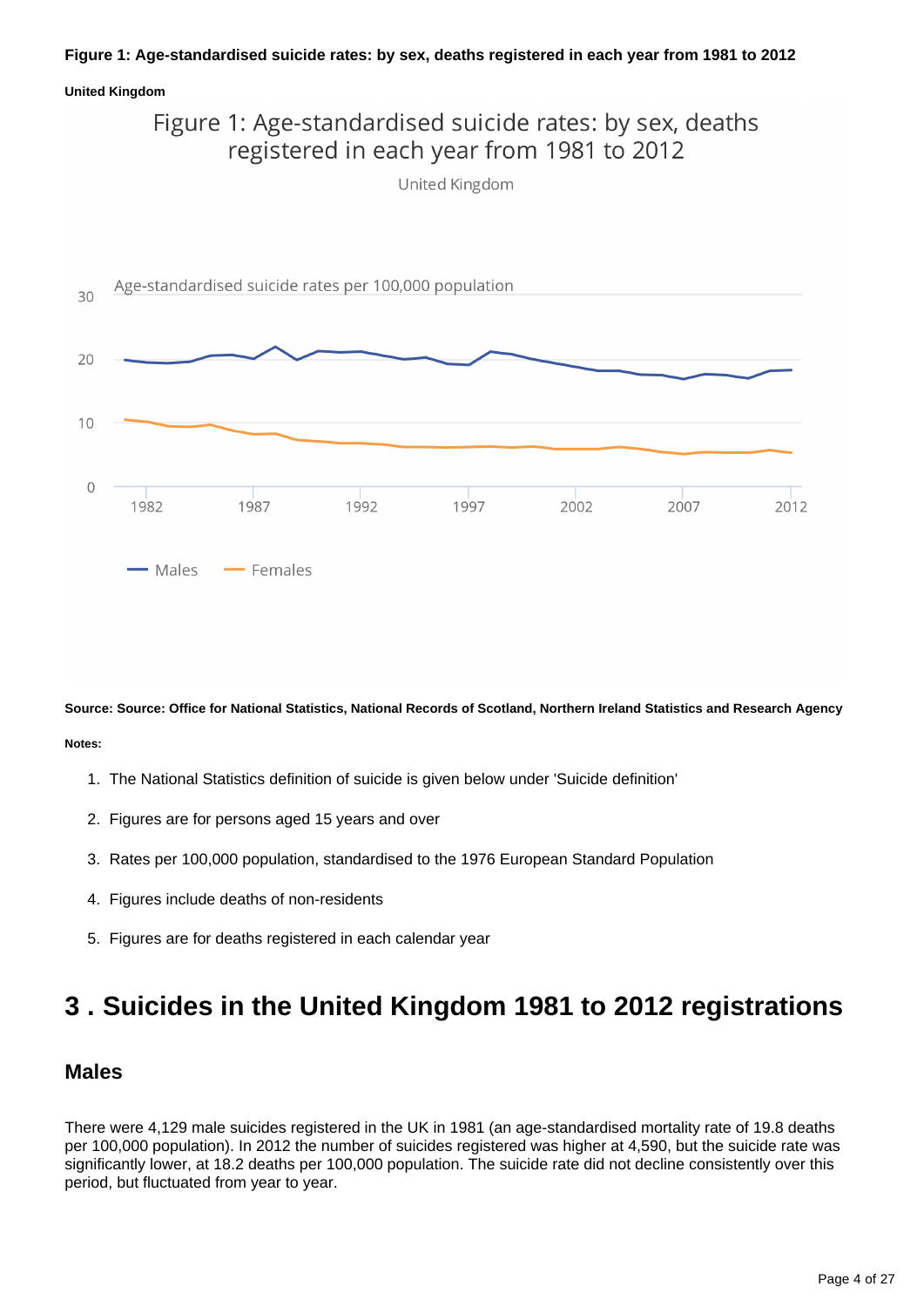**Figure 1: Age-standardised suicide rates: by sex, deaths registered in each year from 1981 to 2012**

**United Kingdom**

**Source: Source: Office for National Statistics, National Records of Scotland, Northern Ireland Statistics and Research Agency**

**Notes:**

1. The National Statistics definition of suicide is given below under 'Suicide definition'
2. Figures are for persons aged 15 years and over
3. Rates per 100,000 population, standardised to the 1976 European Standard Population
4. Figures include deaths of non-residents
5. Figures are for deaths registered in each calendar year

# 3 . Suicides in the United Kingdom 1981 to 2012 registrations

## Males

There were 4,129 male suicides registered in the UK in 1981 (an age-standardised mortality rate of 19.8 deaths per 100,000 population). In 2012 the number of suicides registered was higher at 4,590, but the suicide rate was significantly lower, at 18.2 deaths per 100,000 population. The suicide rate did not decline consistently over this period, but fluctuated from year to year.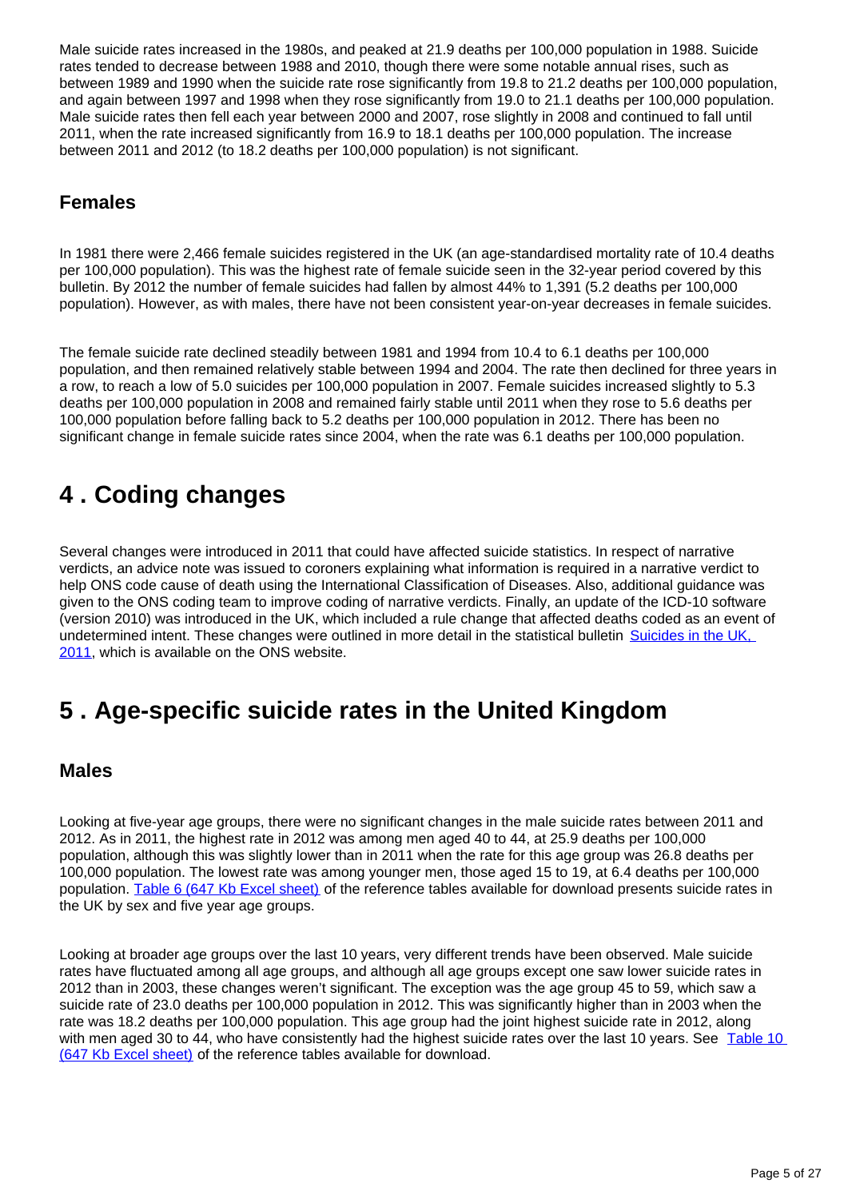Male suicide rates increased in the 1980s, and peaked at 21.9 deaths per 100,000 population in 1988. Suicide rates tended to decrease between 1988 and 2010, though there were some notable annual rises, such as between 1989 and 1990 when the suicide rate rose significantly from 19.8 to 21.2 deaths per 100,000 population, and again between 1997 and 1998 when they rose significantly from 19.0 to 21.1 deaths per 100,000 population. Male suicide rates then fell each year between 2000 and 2007, rose slightly in 2008 and continued to fall until 2011, when the rate increased significantly from 16.9 to 18.1 deaths per 100,000 population. The increase between 2011 and 2012 (to 18.2 deaths per 100,000 population) is not significant.

### Females

In 1981 there were 2,466 female suicides registered in the UK (an age-standardised mortality rate of 10.4 deaths per 100,000 population). This was the highest rate of female suicide seen in the 32-year period covered by this bulletin. By 2012 the number of female suicides had fallen by almost 44% to 1,391 (5.2 deaths per 100,000 population). However, as with males, there have not been consistent year-on-year decreases in female suicides.

The female suicide rate declined steadily between 1981 and 1994 from 10.4 to 6.1 deaths per 100,000 population, and then remained relatively stable between 1994 and 2004. The rate then declined for three years in a row, to reach a low of 5.0 suicides per 100,000 population in 2007. Female suicides increased slightly to 5.3 deaths per 100,000 population in 2008 and remained fairly stable until 2011 when they rose to 5.6 deaths per 100,000 population before falling back to 5.2 deaths per 100,000 population in 2012. There has been no significant change in female suicide rates since 2004, when the rate was 6.1 deaths per 100,000 population.

## 4 . Coding changes

Several changes were introduced in 2011 that could have affected suicide statistics. In respect of narrative verdicts, an advice note was issued to coroners explaining what information is required in a narrative verdict to help ONS code cause of death using the International Classification of Diseases. Also, additional guidance was given to the ONS coding team to improve coding of narrative verdicts. Finally, an update of the ICD-10 software (version 2010) was introduced in the UK, which included a rule change that affected deaths coded as an event of undetermined intent. These changes were outlined in more detail in the statistical bulletin Suicides in the UK, 2011, which is available on the ONS website.

## 5 . Age-specific suicide rates in the United Kingdom

### Males

Looking at five-year age groups, there were no significant changes in the male suicide rates between 2011 and 2012. As in 2011, the highest rate in 2012 was among men aged 40 to 44, at 25.9 deaths per 100,000 population, although this was slightly lower than in 2011 when the rate for this age group was 26.8 deaths per 100,000 population. The lowest rate was among younger men, those aged 15 to 19, at 6.4 deaths per 100,000 population. Table 6 (647 Kb Excel sheet) of the reference tables available for download presents suicide rates in the UK by sex and five year age groups.

Looking at broader age groups over the last 10 years, very different trends have been observed. Male suicide rates have fluctuated among all age groups, and although all age groups except one saw lower suicide rates in 2012 than in 2003, these changes weren't significant. The exception was the age group 45 to 59, which saw a suicide rate of 23.0 deaths per 100,000 population in 2012. This was significantly higher than in 2003 when the rate was 18.2 deaths per 100,000 population. This age group had the joint highest suicide rate in 2012, along with men aged 30 to 44, who have consistently had the highest suicide rates over the last 10 years. See Table 10 (647 Kb Excel sheet) of the reference tables available for download.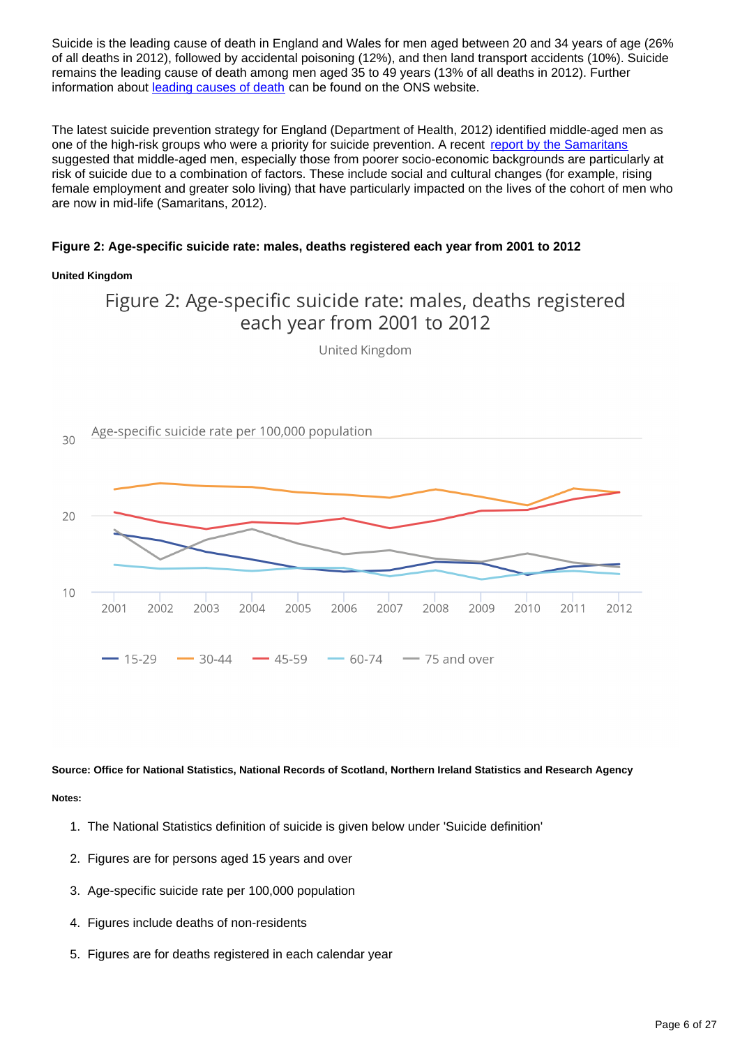Suicide is the leading cause of death in England and Wales for men aged between 20 and 34 years of age (26% of all deaths in 2012), followed by accidental poisoning (12%), and then land transport accidents (10%). Suicide remains the leading cause of death among men aged 35 to 49 years (13% of all deaths in 2012). Further information about [leading causes of death](#) can be found on the ONS website.

The latest suicide prevention strategy for England (Department of Health, 2012) identified middle-aged men as one of the high-risk groups who were a priority for suicide prevention. A recent [report by the Samaritans](#) suggested that middle-aged men, especially those from poorer socio-economic backgrounds are particularly at risk of suicide due to a combination of factors. These include social and cultural changes (for example, rising female employment and greater solo living) that have particularly impacted on the lives of the cohort of men who are now in mid-life (Samaritans, 2012).

**Figure 2: Age-specific suicide rate: males, deaths registered each year from 2001 to 2012**

**United Kingdom**

Figure 2: Age-specific suicide rate: males, deaths registered each year from 2001 to 2012

United Kingdom

Age-specific suicide rate per 100,000 population

30

20

10

2001 2002 2003 2004 2005 2006 2007 2008 2009 2010 2011 2012

15-29 30-44 45-59 60-74 75 and over

**Source: Office for National Statistics, National Records of Scotland, Northern Ireland Statistics and Research Agency**

**Notes:**

1. The National Statistics definition of suicide is given below under 'Suicide definition'
2. Figures are for persons aged 15 years and over
3. Age-specific suicide rate per 100,000 population
4. Figures include deaths of non-residents
5. Figures are for deaths registered in each calendar year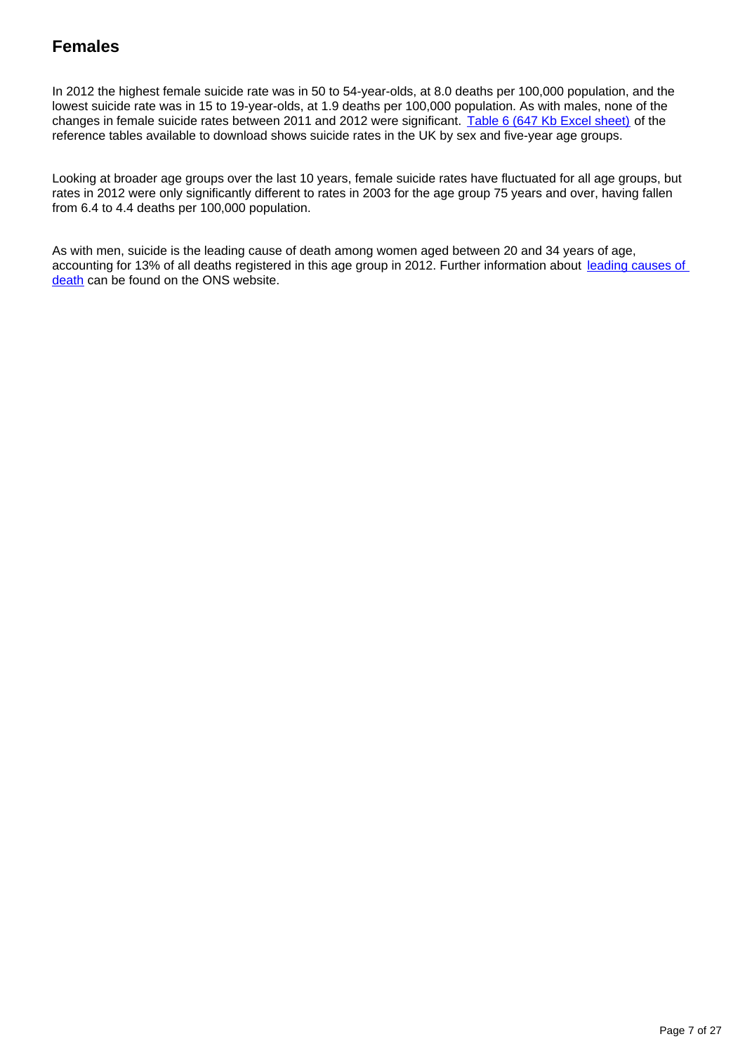## Females

In 2012 the highest female suicide rate was in 50 to 54-year-olds, at 8.0 deaths per 100,000 population, and the lowest suicide rate was in 15 to 19-year-olds, at 1.9 deaths per 100,000 population. As with males, none of the changes in female suicide rates between 2011 and 2012 were significant. [Table 6 (647 Kb Excel sheet)]() of the reference tables available to download shows suicide rates in the UK by sex and five-year age groups.

Looking at broader age groups over the last 10 years, female suicide rates have fluctuated for all age groups, but rates in 2012 were only significantly different to rates in 2003 for the age group 75 years and over, having fallen from 6.4 to 4.4 deaths per 100,000 population.

As with men, suicide is the leading cause of death among women aged between 20 and 34 years of age, accounting for 13% of all deaths registered in this age group in 2012. Further information about [leading causes of death]() can be found on the ONS website.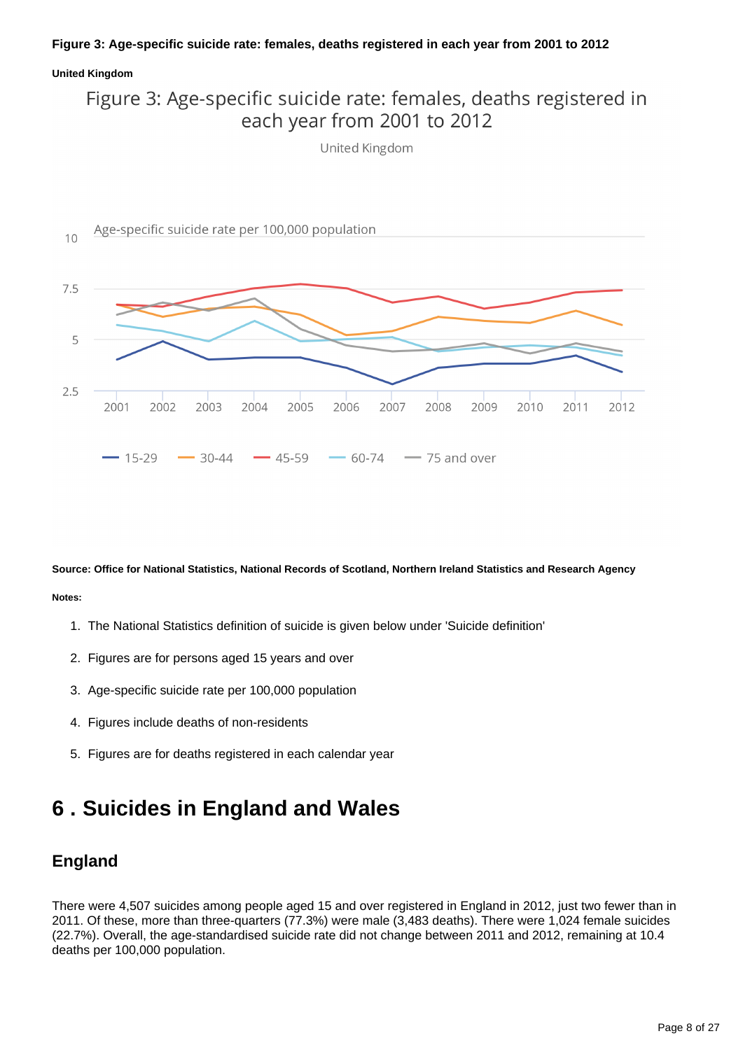**Figure 3: Age-specific suicide rate: females, deaths registered in each year from 2001 to 2012**

**United Kingdom**

Figure 3: Age-specific suicide rate: females, deaths registered in each year from 2001 to 2012

United Kingdom

Age-specific suicide rate per 100,000 population

10

7.5

5

2.5

2001 2002 2003 2004 2005 2006 2007 2008 2009 2010 2011 2012

15-29 30-44 45-59 60-74 75 and over

**Source: Office for National Statistics, National Records of Scotland, Northern Ireland Statistics and Research Agency**

**Notes:**

1. The National Statistics definition of suicide is given below under 'Suicide definition'
2. Figures are for persons aged 15 years and over
3. Age-specific suicide rate per 100,000 population
4. Figures include deaths of non-residents
5. Figures are for deaths registered in each calendar year

# 6 . Suicides in England and Wales

## England

There were 4,507 suicides among people aged 15 and over registered in England in 2012, just two fewer than in 2011. Of these, more than three-quarters (77.3%) were male (3,483 deaths). There were 1,024 female suicides (22.7%). Overall, the age-standardised suicide rate did not change between 2011 and 2012, remaining at 10.4 deaths per 100,000 population.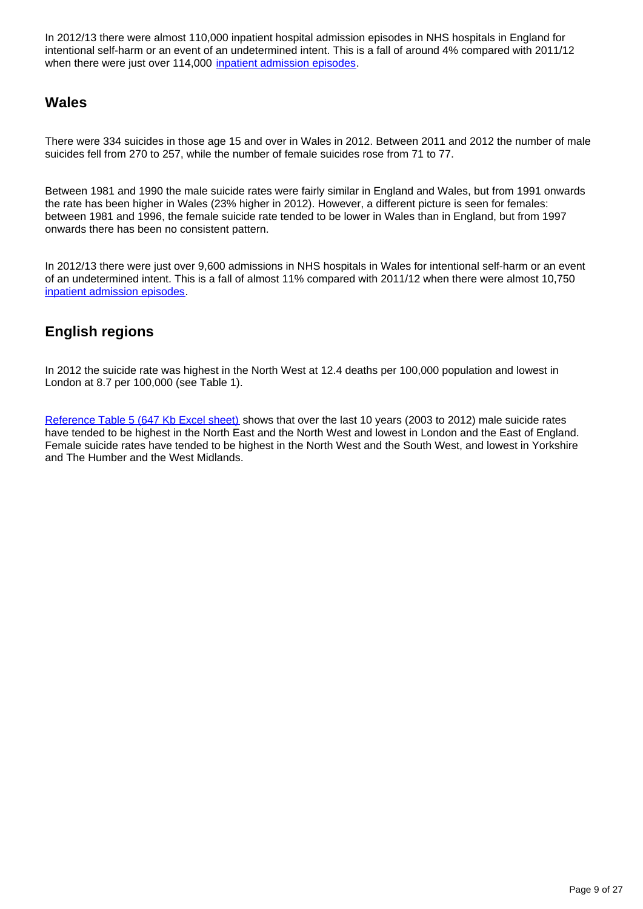In 2012/13 there were almost 110,000 inpatient hospital admission episodes in NHS hospitals in England for intentional self-harm or an event of an undetermined intent. This is a fall of around 4% compared with 2011/12 when there were just over 114,000 inpatient admission episodes.

## Wales

There were 334 suicides in those age 15 and over in Wales in 2012. Between 2011 and 2012 the number of male suicides fell from 270 to 257, while the number of female suicides rose from 71 to 77.

Between 1981 and 1990 the male suicide rates were fairly similar in England and Wales, but from 1991 onwards the rate has been higher in Wales (23% higher in 2012). However, a different picture is seen for females: between 1981 and 1996, the female suicide rate tended to be lower in Wales than in England, but from 1997 onwards there has been no consistent pattern.

In 2012/13 there were just over 9,600 admissions in NHS hospitals in Wales for intentional self-harm or an event of an undetermined intent. This is a fall of almost 11% compared with 2011/12 when there were almost 10,750 inpatient admission episodes.

## English regions

In 2012 the suicide rate was highest in the North West at 12.4 deaths per 100,000 population and lowest in London at 8.7 per 100,000 (see Table 1).

Reference Table 5 (647 Kb Excel sheet) shows that over the last 10 years (2003 to 2012) male suicide rates have tended to be highest in the North East and the North West and lowest in London and the East of England. Female suicide rates have tended to be highest in the North West and the South West, and lowest in Yorkshire and The Humber and the West Midlands.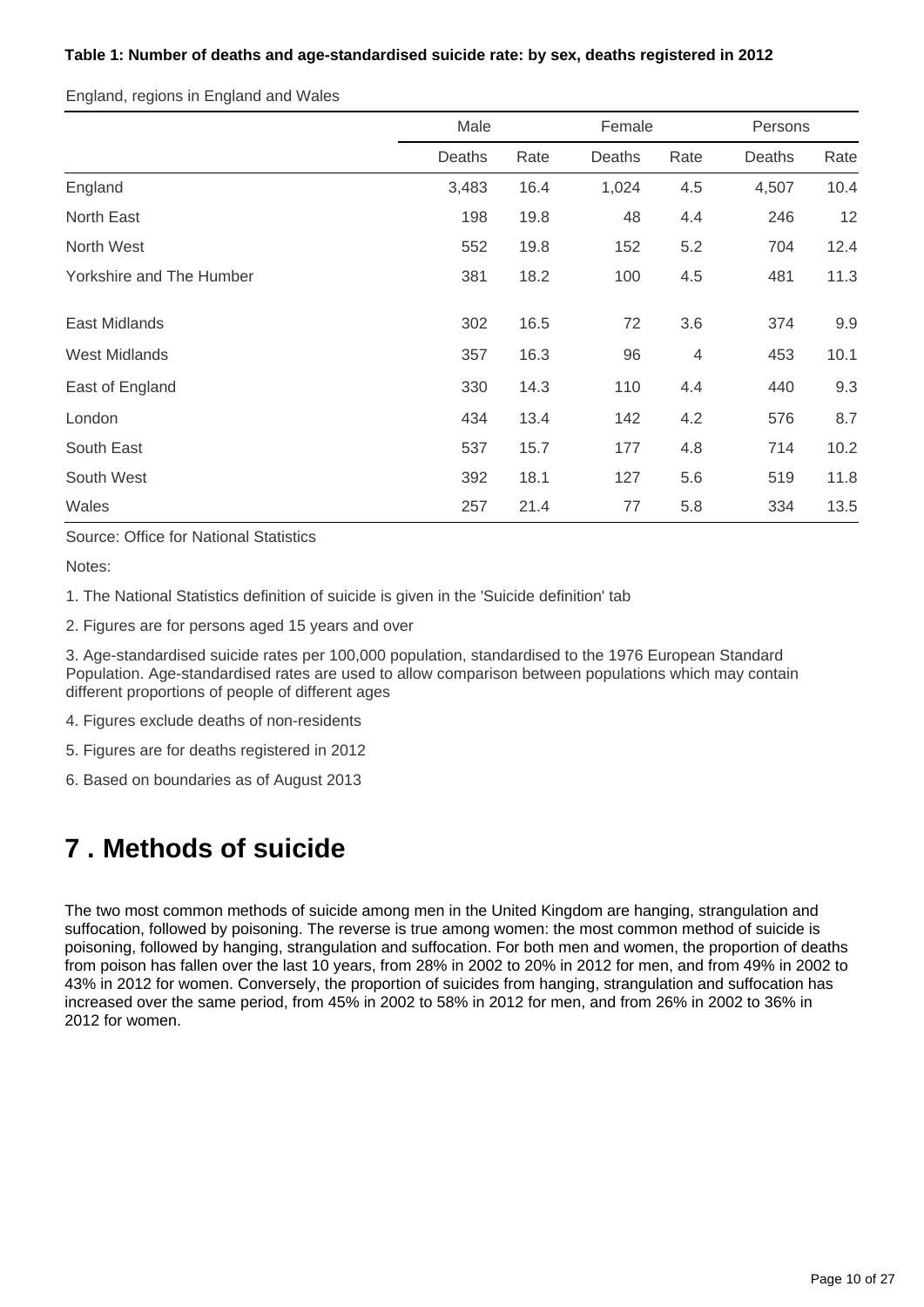**Table 1: Number of deaths and age-standardised suicide rate: by sex, deaths registered in 2012**

England, regions in England and Wales

| | Male | | Female | | Persons | |
|---|---|---|---|---|---|---|
| | Deaths | Rate | Deaths | Rate | Deaths | Rate |
| England | 3,483 | 16.4 | 1,024 | 4.5 | 4,507 | 10.4 |
| North East | 198 | 19.8 | 48 | 4.4 | 246 | 12 |
| North West | 552 | 19.8 | 152 | 5.2 | 704 | 12.4 |
| Yorkshire and The Humber | 381 | 18.2 | 100 | 4.5 | 481 | 11.3 |
| East Midlands | 302 | 16.5 | 72 | 3.6 | 374 | 9.9 |
| West Midlands | 357 | 16.3 | 96 | 4 | 453 | 10.1 |
| East of England | 330 | 14.3 | 110 | 4.4 | 440 | 9.3 |
| London | 434 | 13.4 | 142 | 4.2 | 576 | 8.7 |
| South East | 537 | 15.7 | 177 | 4.8 | 714 | 10.2 |
| South West | 392 | 18.1 | 127 | 5.6 | 519 | 11.8 |
| Wales | 257 | 21.4 | 77 | 5.8 | 334 | 13.5 |

Source: Office for National Statistics

Notes:

1. The National Statistics definition of suicide is given in the 'Suicide definition' tab
2. Figures are for persons aged 15 years and over
3. Age-standardised suicide rates per 100,000 population, standardised to the 1976 European Standard Population. Age-standardised rates are used to allow comparison between populations which may contain different proportions of people of different ages
4. Figures exclude deaths of non-residents
5. Figures are for deaths registered in 2012
6. Based on boundaries as of August 2013

# 7 . Methods of suicide

The two most common methods of suicide among men in the United Kingdom are hanging, strangulation and suffocation, followed by poisoning. The reverse is true among women: the most common method of suicide is poisoning, followed by hanging, strangulation and suffocation. For both men and women, the proportion of deaths from poison has fallen over the last 10 years, from 28% in 2002 to 20% in 2012 for men, and from 49% in 2002 to 43% in 2012 for women. Conversely, the proportion of suicides from hanging, strangulation and suffocation has increased over the same period, from 45% in 2002 to 58% in 2012 for men, and from 26% in 2002 to 36% in 2012 for women.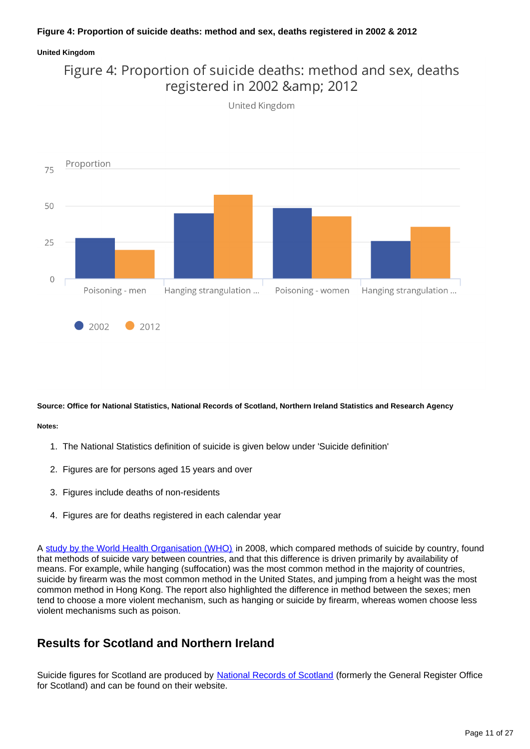**Figure 4: Proportion of suicide deaths: method and sex, deaths registered in 2002 & 2012**

**United Kingdom**

Figure 4: Proportion of suicide deaths: method and sex, deaths registered in 2002 &amp; 2012

United Kingdom

Proportion

75

50

25

0

Poisoning - men | Hanging strangulation ... | Poisoning - women | Hanging strangulation ...

2002 | 2012

**Source: Office for National Statistics, National Records of Scotland, Northern Ireland Statistics and Research Agency**

**Notes:**

1. The National Statistics definition of suicide is given below under 'Suicide definition'
2. Figures are for persons aged 15 years and over
3. Figures include deaths of non-residents
4. Figures are for deaths registered in each calendar year

A study by the World Health Organisation (WHO) in 2008, which compared methods of suicide by country, found that methods of suicide vary between countries, and that this difference is driven primarily by availability of means. For example, while hanging (suffocation) was the most common method in the majority of countries, suicide by firearm was the most common method in the United States, and jumping from a height was the most common method in Hong Kong. The report also highlighted the difference in method between the sexes; men tend to choose a more violent mechanism, such as hanging or suicide by firearm, whereas women choose less violent mechanisms such as poison.

## Results for Scotland and Northern Ireland

Suicide figures for Scotland are produced by National Records of Scotland (formerly the General Register Office for Scotland) and can be found on their website.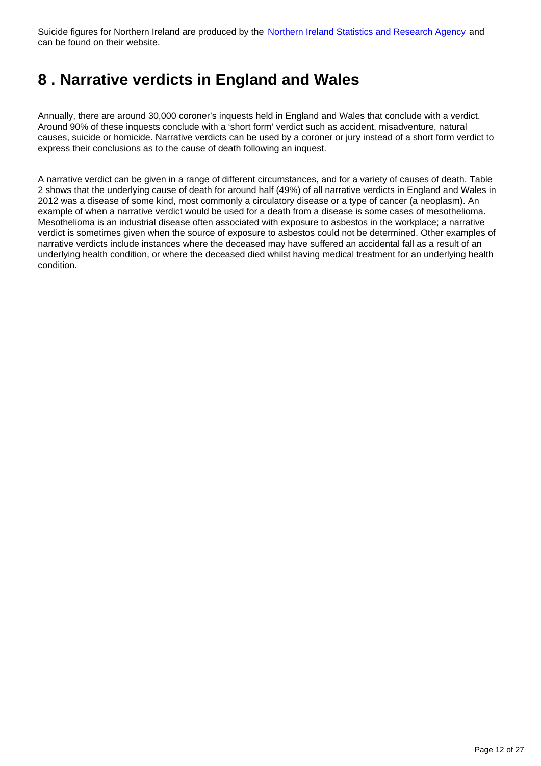Suicide figures for Northern Ireland are produced by the [Northern Ireland Statistics and Research Agency] and can be found on their website.

## 8 . Narrative verdicts in England and Wales

Annually, there are around 30,000 coroner's inquests held in England and Wales that conclude with a verdict. Around 90% of these inquests conclude with a 'short form' verdict such as accident, misadventure, natural causes, suicide or homicide. Narrative verdicts can be used by a coroner or jury instead of a short form verdict to express their conclusions as to the cause of death following an inquest.

A narrative verdict can be given in a range of different circumstances, and for a variety of causes of death. Table 2 shows that the underlying cause of death for around half (49%) of all narrative verdicts in England and Wales in 2012 was a disease of some kind, most commonly a circulatory disease or a type of cancer (a neoplasm). An example of when a narrative verdict would be used for a death from a disease is some cases of mesothelioma. Mesothelioma is an industrial disease often associated with exposure to asbestos in the workplace; a narrative verdict is sometimes given when the source of exposure to asbestos could not be determined. Other examples of narrative verdicts include instances where the deceased may have suffered an accidental fall as a result of an underlying health condition, or where the deceased died whilst having medical treatment for an underlying health condition.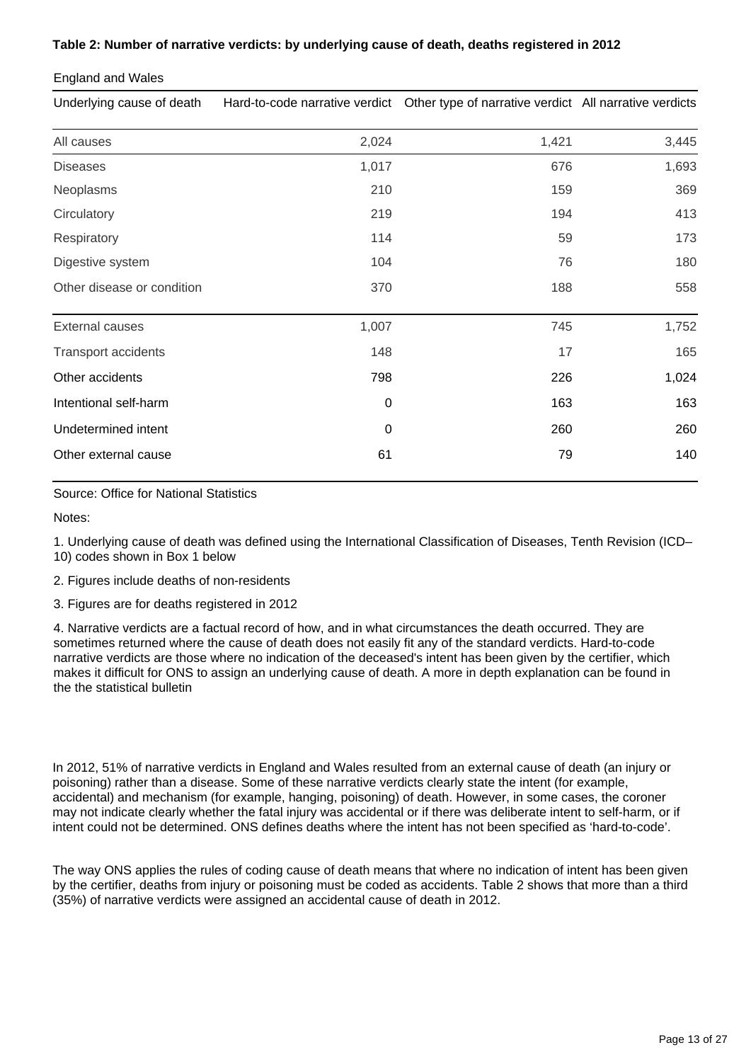**Table 2: Number of narrative verdicts: by underlying cause of death, deaths registered in 2012**

England and Wales

| Underlying cause of death | Hard-to-code narrative verdict | Other type of narrative verdict | All narrative verdicts |
|---|---|---|---|
| All causes | 2,024 | 1,421 | 3,445 |
| Diseases | 1,017 | 676 | 1,693 |
| Neoplasms | 210 | 159 | 369 |
| Circulatory | 219 | 194 | 413 |
| Respiratory | 114 | 59 | 173 |
| Digestive system | 104 | 76 | 180 |
| Other disease or condition | 370 | 188 | 558 |
| External causes | 1,007 | 745 | 1,752 |
| Transport accidents | 148 | 17 | 165 |
| Other accidents | 798 | 226 | 1,024 |
| Intentional self-harm | 0 | 163 | 163 |
| Undetermined intent | 0 | 260 | 260 |
| Other external cause | 61 | 79 | 140 |

Source: Office for National Statistics

Notes:

1. Underlying cause of death was defined using the International Classification of Diseases, Tenth Revision (ICD–10) codes shown in Box 1 below

2. Figures include deaths of non-residents

3. Figures are for deaths registered in 2012

4. Narrative verdicts are a factual record of how, and in what circumstances the death occurred. They are sometimes returned where the cause of death does not easily fit any of the standard verdicts. Hard-to-code narrative verdicts are those where no indication of the deceased's intent has been given by the certifier, which makes it difficult for ONS to assign an underlying cause of death. A more in depth explanation can be found in the the statistical bulletin

In 2012, 51% of narrative verdicts in England and Wales resulted from an external cause of death (an injury or poisoning) rather than a disease. Some of these narrative verdicts clearly state the intent (for example, accidental) and mechanism (for example, hanging, poisoning) of death. However, in some cases, the coroner may not indicate clearly whether the fatal injury was accidental or if there was deliberate intent to self-harm, or if intent could not be determined. ONS defines deaths where the intent has not been specified as 'hard-to-code'.

The way ONS applies the rules of coding cause of death means that where no indication of intent has been given by the certifier, deaths from injury or poisoning must be coded as accidents. Table 2 shows that more than a third (35%) of narrative verdicts were assigned an accidental cause of death in 2012.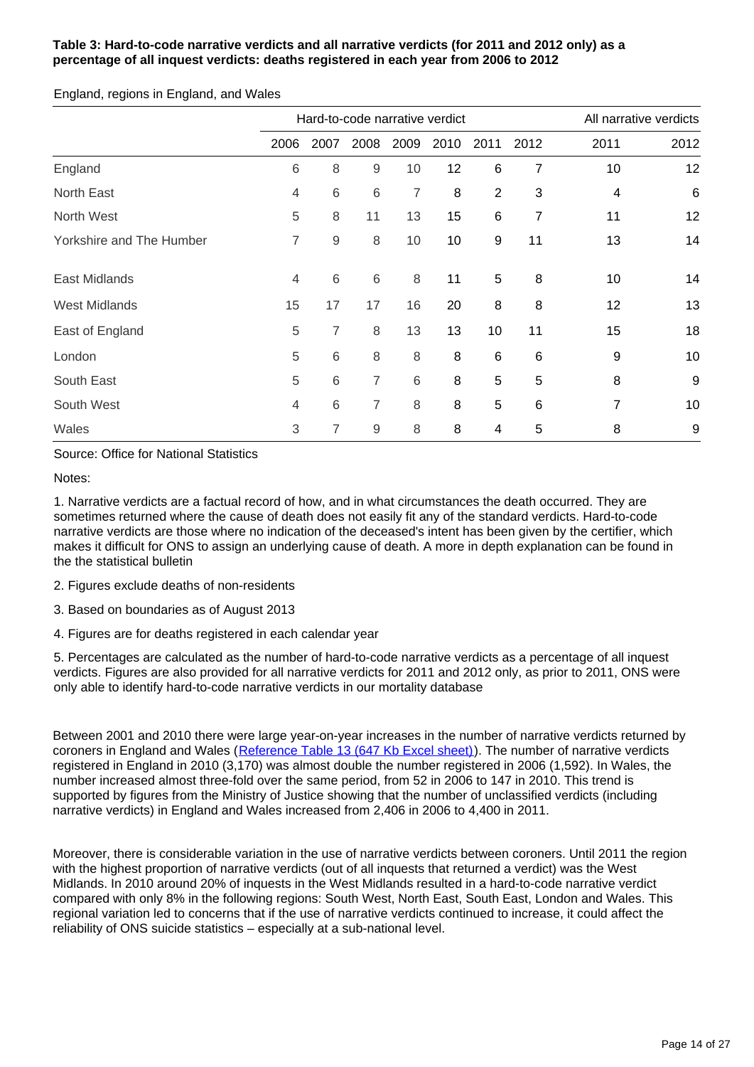**Table 3: Hard-to-code narrative verdicts and all narrative verdicts (for 2011 and 2012 only) as a percentage of all inquest verdicts: deaths registered in each year from 2006 to 2012**

England, regions in England, and Wales

| | Hard-to-code narrative verdict | | | | | | | All narrative verdicts | |
|---|---|---|---|---|---|---|---|---|---|
| | 2006 | 2007 | 2008 | 2009 | 2010 | 2011 | 2012 | 2011 | 2012 |
| England | 6 | 8 | 9 | 10 | 12 | 6 | 7 | 10 | 12 |
| North East | 4 | 6 | 6 | 7 | 8 | 2 | 3 | 4 | 6 |
| North West | 5 | 8 | 11 | 13 | 15 | 6 | 7 | 11 | 12 |
| Yorkshire and The Humber | 7 | 9 | 8 | 10 | 10 | 9 | 11 | 13 | 14 |
| East Midlands | 4 | 6 | 6 | 8 | 11 | 5 | 8 | 10 | 14 |
| West Midlands | 15 | 17 | 17 | 16 | 20 | 8 | 8 | 12 | 13 |
| East of England | 5 | 7 | 8 | 13 | 13 | 10 | 11 | 15 | 18 |
| London | 5 | 6 | 8 | 8 | 8 | 6 | 6 | 9 | 10 |
| South East | 5 | 6 | 7 | 6 | 8 | 5 | 5 | 8 | 9 |
| South West | 4 | 6 | 7 | 8 | 8 | 5 | 6 | 7 | 10 |
| Wales | 3 | 7 | 9 | 8 | 8 | 4 | 5 | 8 | 9 |

Source: Office for National Statistics

Notes:

1. Narrative verdicts are a factual record of how, and in what circumstances the death occurred. They are sometimes returned where the cause of death does not easily fit any of the standard verdicts. Hard-to-code narrative verdicts are those where no indication of the deceased's intent has been given by the certifier, which makes it difficult for ONS to assign an underlying cause of death. A more in depth explanation can be found in the the statistical bulletin

2. Figures exclude deaths of non-residents

3. Based on boundaries as of August 2013

4. Figures are for deaths registered in each calendar year

5. Percentages are calculated as the number of hard-to-code narrative verdicts as a percentage of all inquest verdicts. Figures are also provided for all narrative verdicts for 2011 and 2012 only, as prior to 2011, ONS were only able to identify hard-to-code narrative verdicts in our mortality database

Between 2001 and 2010 there were large year-on-year increases in the number of narrative verdicts returned by coroners in England and Wales (Reference Table 13 (647 Kb Excel sheet)). The number of narrative verdicts registered in England in 2010 (3,170) was almost double the number registered in 2006 (1,592). In Wales, the number increased almost three-fold over the same period, from 52 in 2006 to 147 in 2010. This trend is supported by figures from the Ministry of Justice showing that the number of unclassified verdicts (including narrative verdicts) in England and Wales increased from 2,406 in 2006 to 4,400 in 2011.

Moreover, there is considerable variation in the use of narrative verdicts between coroners. Until 2011 the region with the highest proportion of narrative verdicts (out of all inquests that returned a verdict) was the West Midlands. In 2010 around 20% of inquests in the West Midlands resulted in a hard-to-code narrative verdict compared with only 8% in the following regions: South West, North East, South East, London and Wales. This regional variation led to concerns that if the use of narrative verdicts continued to increase, it could affect the reliability of ONS suicide statistics – especially at a sub-national level.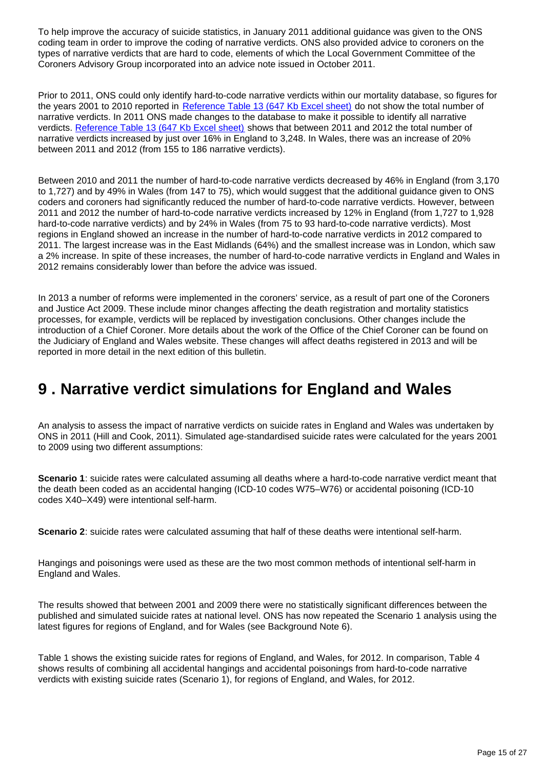To help improve the accuracy of suicide statistics, in January 2011 additional guidance was given to the ONS coding team in order to improve the coding of narrative verdicts. ONS also provided advice to coroners on the types of narrative verdicts that are hard to code, elements of which the Local Government Committee of the Coroners Advisory Group incorporated into an advice note issued in October 2011.

Prior to 2011, ONS could only identify hard-to-code narrative verdicts within our mortality database, so figures for the years 2001 to 2010 reported in Reference Table 13 (647 Kb Excel sheet) do not show the total number of narrative verdicts. In 2011 ONS made changes to the database to make it possible to identify all narrative verdicts. Reference Table 13 (647 Kb Excel sheet) shows that between 2011 and 2012 the total number of narrative verdicts increased by just over 16% in England to 3,248. In Wales, there was an increase of 20% between 2011 and 2012 (from 155 to 186 narrative verdicts).

Between 2010 and 2011 the number of hard-to-code narrative verdicts decreased by 46% in England (from 3,170 to 1,727) and by 49% in Wales (from 147 to 75), which would suggest that the additional guidance given to ONS coders and coroners had significantly reduced the number of hard-to-code narrative verdicts. However, between 2011 and 2012 the number of hard-to-code narrative verdicts increased by 12% in England (from 1,727 to 1,928 hard-to-code narrative verdicts) and by 24% in Wales (from 75 to 93 hard-to-code narrative verdicts). Most regions in England showed an increase in the number of hard-to-code narrative verdicts in 2012 compared to 2011. The largest increase was in the East Midlands (64%) and the smallest increase was in London, which saw a 2% increase. In spite of these increases, the number of hard-to-code narrative verdicts in England and Wales in 2012 remains considerably lower than before the advice was issued.

In 2013 a number of reforms were implemented in the coroners' service, as a result of part one of the Coroners and Justice Act 2009. These include minor changes affecting the death registration and mortality statistics processes, for example, verdicts will be replaced by investigation conclusions. Other changes include the introduction of a Chief Coroner. More details about the work of the Office of the Chief Coroner can be found on the Judiciary of England and Wales website. These changes will affect deaths registered in 2013 and will be reported in more detail in the next edition of this bulletin.

# 9 . Narrative verdict simulations for England and Wales

An analysis to assess the impact of narrative verdicts on suicide rates in England and Wales was undertaken by ONS in 2011 (Hill and Cook, 2011). Simulated age-standardised suicide rates were calculated for the years 2001 to 2009 using two different assumptions:

**Scenario 1**: suicide rates were calculated assuming all deaths where a hard-to-code narrative verdict meant that the death been coded as an accidental hanging (ICD-10 codes W75–W76) or accidental poisoning (ICD-10 codes X40–X49) were intentional self-harm.

**Scenario 2**: suicide rates were calculated assuming that half of these deaths were intentional self-harm.

Hangings and poisonings were used as these are the two most common methods of intentional self-harm in England and Wales.

The results showed that between 2001 and 2009 there were no statistically significant differences between the published and simulated suicide rates at national level. ONS has now repeated the Scenario 1 analysis using the latest figures for regions of England, and for Wales (see Background Note 6).

Table 1 shows the existing suicide rates for regions of England, and Wales, for 2012. In comparison, Table 4 shows results of combining all accidental hangings and accidental poisonings from hard-to-code narrative verdicts with existing suicide rates (Scenario 1), for regions of England, and Wales, for 2012.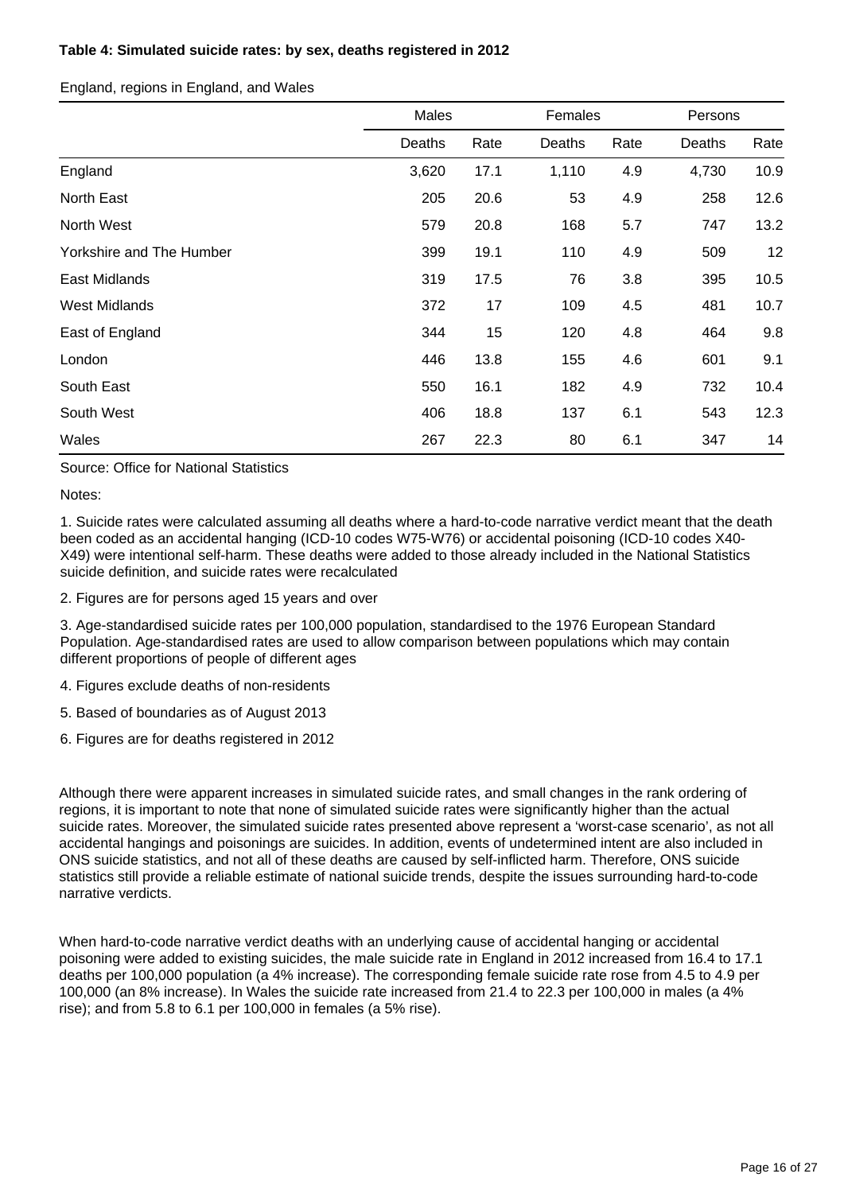**Table 4: Simulated suicide rates: by sex, deaths registered in 2012**

England, regions in England, and Wales

| | Males | | Females | | Persons | |
|---|---|---|---|---|---|---|
| | Deaths | Rate | Deaths | Rate | Deaths | Rate |
| England | 3,620 | 17.1 | 1,110 | 4.9 | 4,730 | 10.9 |
| North East | 205 | 20.6 | 53 | 4.9 | 258 | 12.6 |
| North West | 579 | 20.8 | 168 | 5.7 | 747 | 13.2 |
| Yorkshire and The Humber | 399 | 19.1 | 110 | 4.9 | 509 | 12 |
| East Midlands | 319 | 17.5 | 76 | 3.8 | 395 | 10.5 |
| West Midlands | 372 | 17 | 109 | 4.5 | 481 | 10.7 |
| East of England | 344 | 15 | 120 | 4.8 | 464 | 9.8 |
| London | 446 | 13.8 | 155 | 4.6 | 601 | 9.1 |
| South East | 550 | 16.1 | 182 | 4.9 | 732 | 10.4 |
| South West | 406 | 18.8 | 137 | 6.1 | 543 | 12.3 |
| Wales | 267 | 22.3 | 80 | 6.1 | 347 | 14 |

Source: Office for National Statistics

Notes:

1. Suicide rates were calculated assuming all deaths where a hard-to-code narrative verdict meant that the death been coded as an accidental hanging (ICD-10 codes W75-W76) or accidental poisoning (ICD-10 codes X40-X49) were intentional self-harm. These deaths were added to those already included in the National Statistics suicide definition, and suicide rates were recalculated

2. Figures are for persons aged 15 years and over

3. Age-standardised suicide rates per 100,000 population, standardised to the 1976 European Standard Population. Age-standardised rates are used to allow comparison between populations which may contain different proportions of people of different ages

4. Figures exclude deaths of non-residents

5. Based of boundaries as of August 2013

6. Figures are for deaths registered in 2012

Although there were apparent increases in simulated suicide rates, and small changes in the rank ordering of regions, it is important to note that none of simulated suicide rates were significantly higher than the actual suicide rates. Moreover, the simulated suicide rates presented above represent a 'worst-case scenario', as not all accidental hangings and poisonings are suicides. In addition, events of undetermined intent are also included in ONS suicide statistics, and not all of these deaths are caused by self-inflicted harm. Therefore, ONS suicide statistics still provide a reliable estimate of national suicide trends, despite the issues surrounding hard-to-code narrative verdicts.

When hard-to-code narrative verdict deaths with an underlying cause of accidental hanging or accidental poisoning were added to existing suicides, the male suicide rate in England in 2012 increased from 16.4 to 17.1 deaths per 100,000 population (a 4% increase). The corresponding female suicide rate rose from 4.5 to 4.9 per 100,000 (an 8% increase). In Wales the suicide rate increased from 21.4 to 22.3 per 100,000 in males (a 4% rise); and from 5.8 to 6.1 per 100,000 in females (a 5% rise).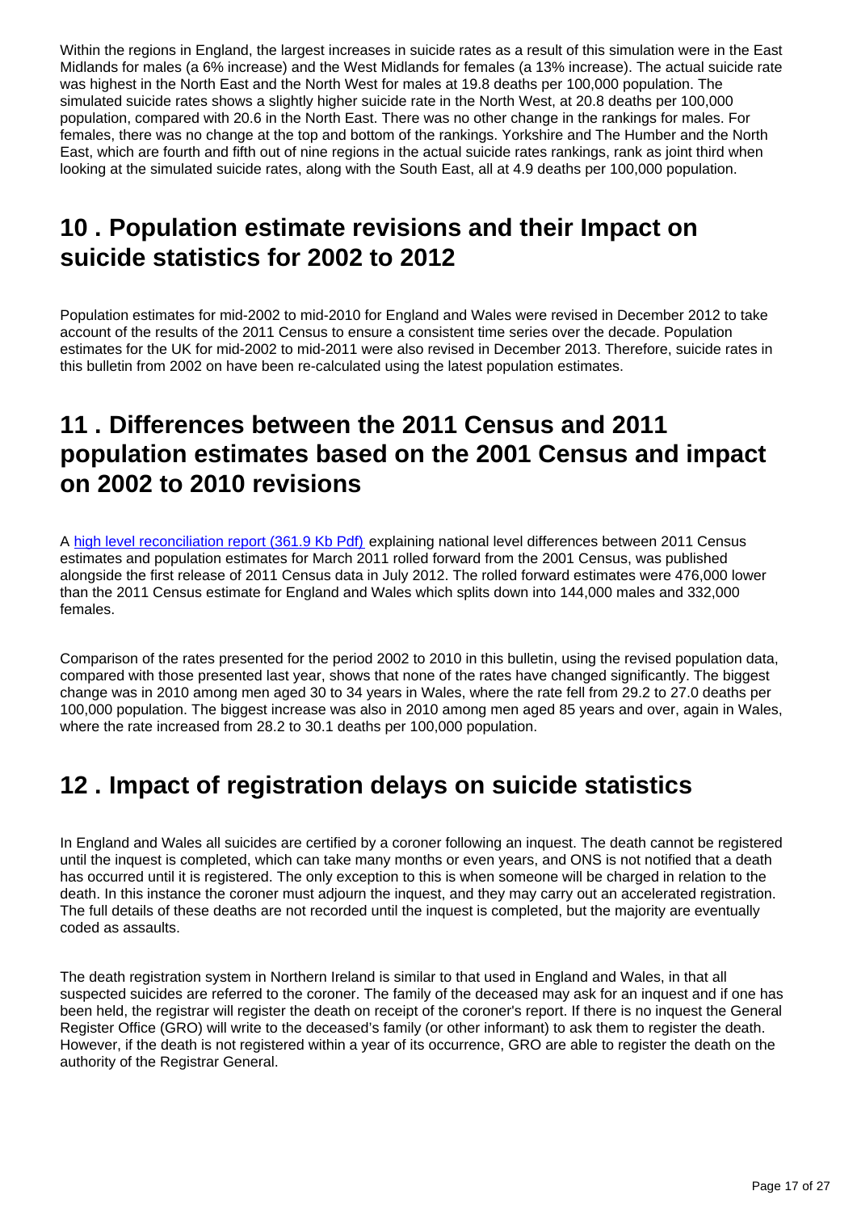Within the regions in England, the largest increases in suicide rates as a result of this simulation were in the East Midlands for males (a 6% increase) and the West Midlands for females (a 13% increase). The actual suicide rate was highest in the North East and the North West for males at 19.8 deaths per 100,000 population. The simulated suicide rates shows a slightly higher suicide rate in the North West, at 20.8 deaths per 100,000 population, compared with 20.6 in the North East. There was no other change in the rankings for males. For females, there was no change at the top and bottom of the rankings. Yorkshire and The Humber and the North East, which are fourth and fifth out of nine regions in the actual suicide rates rankings, rank as joint third when looking at the simulated suicide rates, along with the South East, all at 4.9 deaths per 100,000 population.

## 10 . Population estimate revisions and their Impact on suicide statistics for 2002 to 2012

Population estimates for mid-2002 to mid-2010 for England and Wales were revised in December 2012 to take account of the results of the 2011 Census to ensure a consistent time series over the decade. Population estimates for the UK for mid-2002 to mid-2011 were also revised in December 2013. Therefore, suicide rates in this bulletin from 2002 on have been re-calculated using the latest population estimates.

## 11 . Differences between the 2011 Census and 2011 population estimates based on the 2001 Census and impact on 2002 to 2010 revisions

A high level reconciliation report (361.9 Kb Pdf) explaining national level differences between 2011 Census estimates and population estimates for March 2011 rolled forward from the 2001 Census, was published alongside the first release of 2011 Census data in July 2012. The rolled forward estimates were 476,000 lower than the 2011 Census estimate for England and Wales which splits down into 144,000 males and 332,000 females.

Comparison of the rates presented for the period 2002 to 2010 in this bulletin, using the revised population data, compared with those presented last year, shows that none of the rates have changed significantly. The biggest change was in 2010 among men aged 30 to 34 years in Wales, where the rate fell from 29.2 to 27.0 deaths per 100,000 population. The biggest increase was also in 2010 among men aged 85 years and over, again in Wales, where the rate increased from 28.2 to 30.1 deaths per 100,000 population.

## 12 . Impact of registration delays on suicide statistics

In England and Wales all suicides are certified by a coroner following an inquest. The death cannot be registered until the inquest is completed, which can take many months or even years, and ONS is not notified that a death has occurred until it is registered. The only exception to this is when someone will be charged in relation to the death. In this instance the coroner must adjourn the inquest, and they may carry out an accelerated registration. The full details of these deaths are not recorded until the inquest is completed, but the majority are eventually coded as assaults.

The death registration system in Northern Ireland is similar to that used in England and Wales, in that all suspected suicides are referred to the coroner. The family of the deceased may ask for an inquest and if one has been held, the registrar will register the death on receipt of the coroner's report. If there is no inquest the General Register Office (GRO) will write to the deceased's family (or other informant) to ask them to register the death. However, if the death is not registered within a year of its occurrence, GRO are able to register the death on the authority of the Registrar General.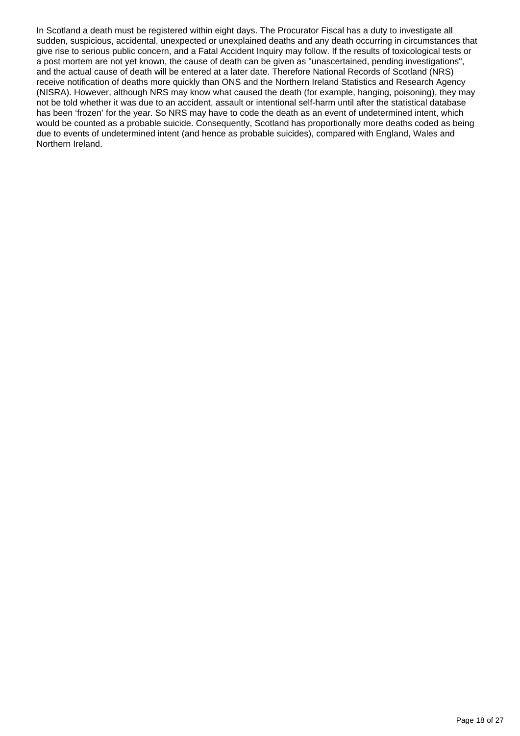In Scotland a death must be registered within eight days. The Procurator Fiscal has a duty to investigate all sudden, suspicious, accidental, unexpected or unexplained deaths and any death occurring in circumstances that give rise to serious public concern, and a Fatal Accident Inquiry may follow. If the results of toxicological tests or a post mortem are not yet known, the cause of death can be given as "unascertained, pending investigations", and the actual cause of death will be entered at a later date. Therefore National Records of Scotland (NRS) receive notification of deaths more quickly than ONS and the Northern Ireland Statistics and Research Agency (NISRA). However, although NRS may know what caused the death (for example, hanging, poisoning), they may not be told whether it was due to an accident, assault or intentional self-harm until after the statistical database has been 'frozen' for the year. So NRS may have to code the death as an event of undetermined intent, which would be counted as a probable suicide. Consequently, Scotland has proportionally more deaths coded as being due to events of undetermined intent (and hence as probable suicides), compared with England, Wales and Northern Ireland.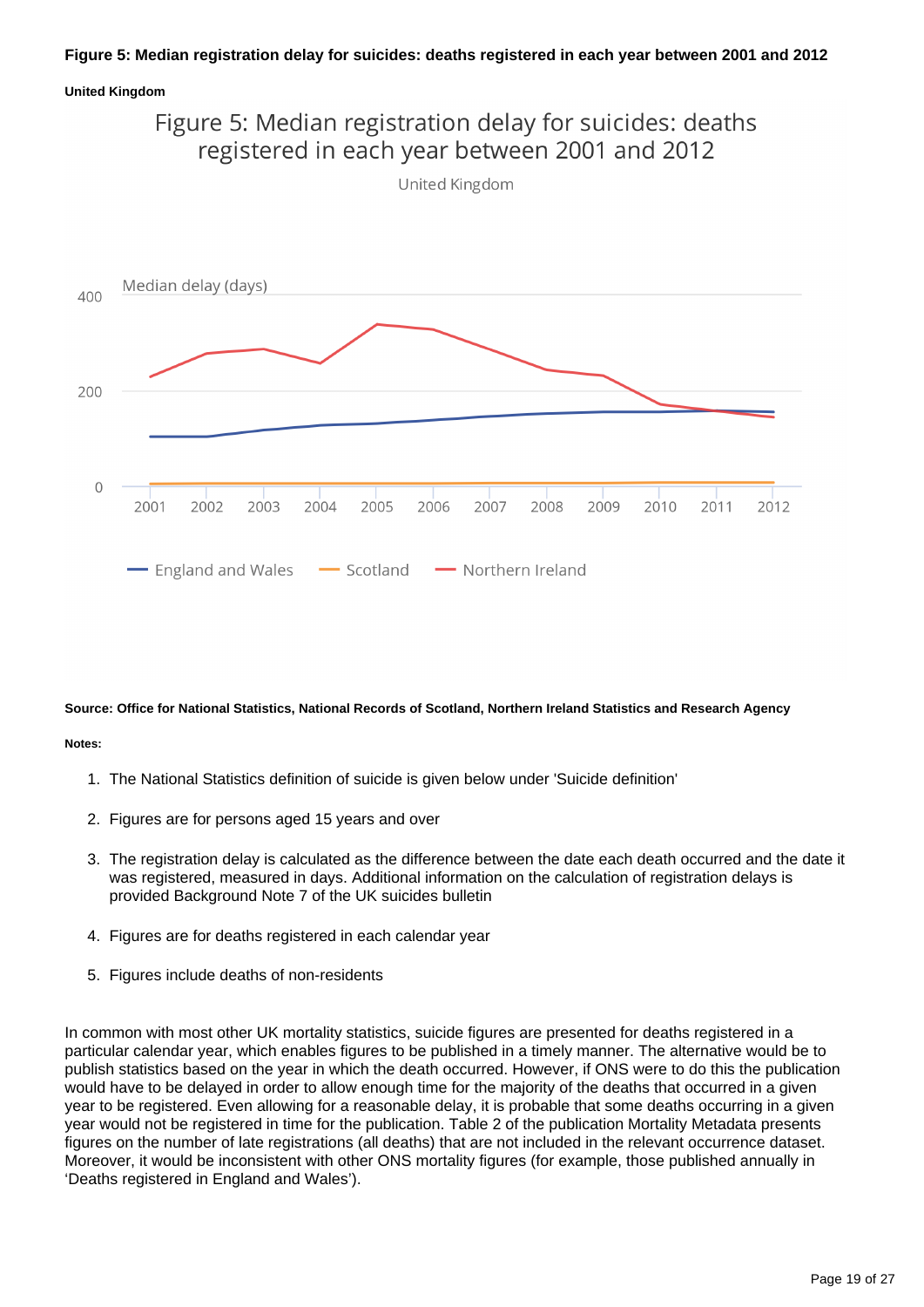**Figure 5: Median registration delay for suicides: deaths registered in each year between 2001 and 2012**

**United Kingdom**

**Source: Office for National Statistics, National Records of Scotland, Northern Ireland Statistics and Research Agency**

**Notes:**

1. The National Statistics definition of suicide is given below under 'Suicide definition'
2. Figures are for persons aged 15 years and over
3. The registration delay is calculated as the difference between the date each death occurred and the date it was registered, measured in days. Additional information on the calculation of registration delays is provided Background Note 7 of the UK suicides bulletin
4. Figures are for deaths registered in each calendar year
5. Figures include deaths of non-residents

In common with most other UK mortality statistics, suicide figures are presented for deaths registered in a particular calendar year, which enables figures to be published in a timely manner. The alternative would be to publish statistics based on the year in which the death occurred. However, if ONS were to do this the publication would have to be delayed in order to allow enough time for the majority of the deaths that occurred in a given year to be registered. Even allowing for a reasonable delay, it is probable that some deaths occurring in a given year would not be registered in time for the publication. Table 2 of the publication Mortality Metadata presents figures on the number of late registrations (all deaths) that are not included in the relevant occurrence dataset. Moreover, it would be inconsistent with other ONS mortality figures (for example, those published annually in 'Deaths registered in England and Wales').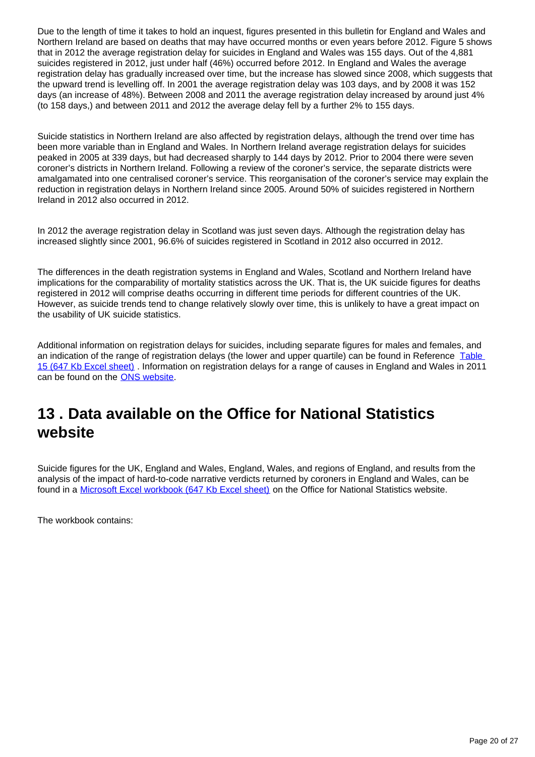Due to the length of time it takes to hold an inquest, figures presented in this bulletin for England and Wales and Northern Ireland are based on deaths that may have occurred months or even years before 2012. Figure 5 shows that in 2012 the average registration delay for suicides in England and Wales was 155 days. Out of the 4,881 suicides registered in 2012, just under half (46%) occurred before 2012. In England and Wales the average registration delay has gradually increased over time, but the increase has slowed since 2008, which suggests that the upward trend is levelling off. In 2001 the average registration delay was 103 days, and by 2008 it was 152 days (an increase of 48%). Between 2008 and 2011 the average registration delay increased by around just 4% (to 158 days,) and between 2011 and 2012 the average delay fell by a further 2% to 155 days.

Suicide statistics in Northern Ireland are also affected by registration delays, although the trend over time has been more variable than in England and Wales. In Northern Ireland average registration delays for suicides peaked in 2005 at 339 days, but had decreased sharply to 144 days by 2012. Prior to 2004 there were seven coroner's districts in Northern Ireland. Following a review of the coroner's service, the separate districts were amalgamated into one centralised coroner's service. This reorganisation of the coroner's service may explain the reduction in registration delays in Northern Ireland since 2005. Around 50% of suicides registered in Northern Ireland in 2012 also occurred in 2012.

In 2012 the average registration delay in Scotland was just seven days. Although the registration delay has increased slightly since 2001, 96.6% of suicides registered in Scotland in 2012 also occurred in 2012.

The differences in the death registration systems in England and Wales, Scotland and Northern Ireland have implications for the comparability of mortality statistics across the UK. That is, the UK suicide figures for deaths registered in 2012 will comprise deaths occurring in different time periods for different countries of the UK. However, as suicide trends tend to change relatively slowly over time, this is unlikely to have a great impact on the usability of UK suicide statistics.

Additional information on registration delays for suicides, including separate figures for males and females, and an indication of the range of registration delays (the lower and upper quartile) can be found in Reference [Table 15 (647 Kb Excel sheet)](). Information on registration delays for a range of causes in England and Wales in 2011 can be found on the [ONS website]().

## 13 . Data available on the Office for National Statistics website

Suicide figures for the UK, England and Wales, England, Wales, and regions of England, and results from the analysis of the impact of hard-to-code narrative verdicts returned by coroners in England and Wales, can be found in a [Microsoft Excel workbook (647 Kb Excel sheet)]() on the Office for National Statistics website.

The workbook contains: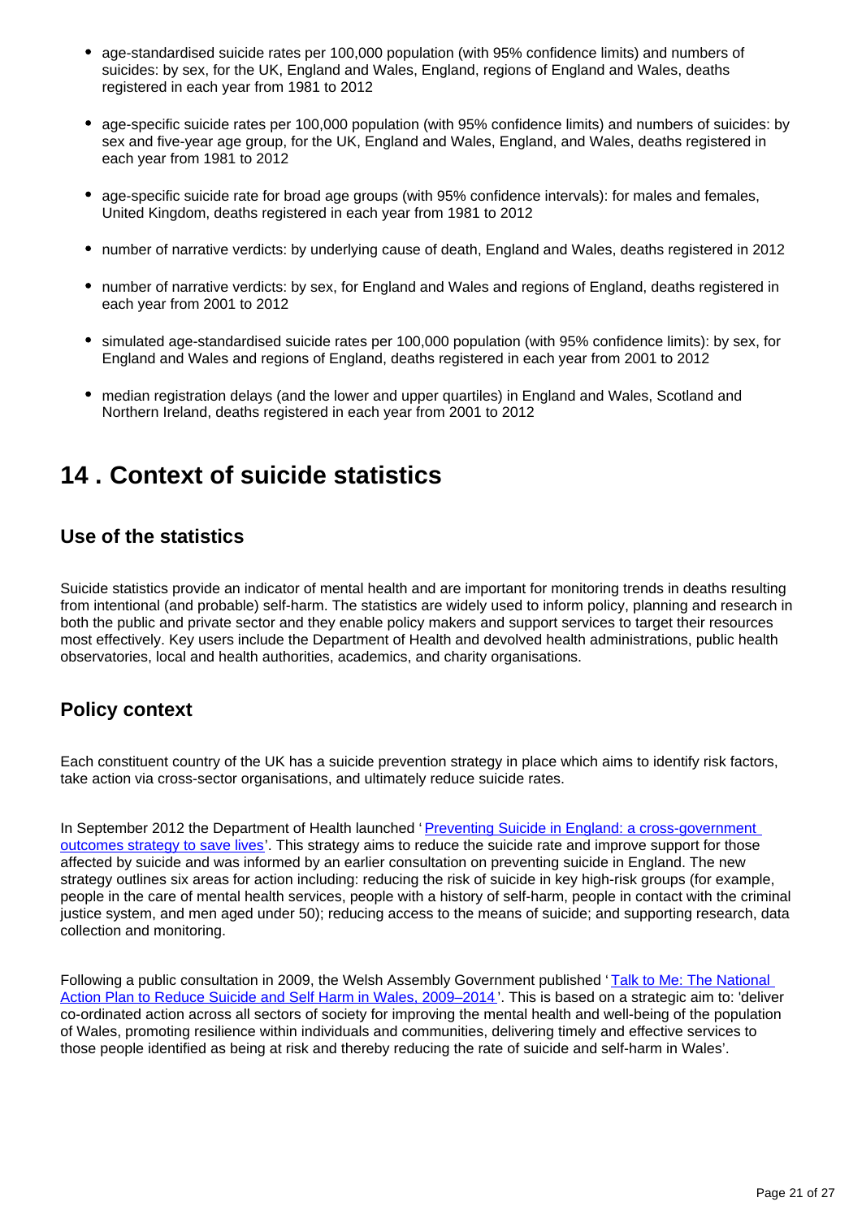- age-standardised suicide rates per 100,000 population (with 95% confidence limits) and numbers of suicides: by sex, for the UK, England and Wales, England, regions of England and Wales, deaths registered in each year from 1981 to 2012
- age-specific suicide rates per 100,000 population (with 95% confidence limits) and numbers of suicides: by sex and five-year age group, for the UK, England and Wales, England, and Wales, deaths registered in each year from 1981 to 2012
- age-specific suicide rate for broad age groups (with 95% confidence intervals): for males and females, United Kingdom, deaths registered in each year from 1981 to 2012
- number of narrative verdicts: by underlying cause of death, England and Wales, deaths registered in 2012
- number of narrative verdicts: by sex, for England and Wales and regions of England, deaths registered in each year from 2001 to 2012
- simulated age-standardised suicide rates per 100,000 population (with 95% confidence limits): by sex, for England and Wales and regions of England, deaths registered in each year from 2001 to 2012
- median registration delays (and the lower and upper quartiles) in England and Wales, Scotland and Northern Ireland, deaths registered in each year from 2001 to 2012

# 14 . Context of suicide statistics

## Use of the statistics

Suicide statistics provide an indicator of mental health and are important for monitoring trends in deaths resulting from intentional (and probable) self-harm. The statistics are widely used to inform policy, planning and research in both the public and private sector and they enable policy makers and support services to target their resources most effectively. Key users include the Department of Health and devolved health administrations, public health observatories, local and health authorities, academics, and charity organisations.

## Policy context

Each constituent country of the UK has a suicide prevention strategy in place which aims to identify risk factors, take action via cross-sector organisations, and ultimately reduce suicide rates.

In September 2012 the Department of Health launched '[Preventing Suicide in England: a cross-government outcomes strategy to save lives]'. This strategy aims to reduce the suicide rate and improve support for those affected by suicide and was informed by an earlier consultation on preventing suicide in England. The new strategy outlines six areas for action including: reducing the risk of suicide in key high-risk groups (for example, people in the care of mental health services, people with a history of self-harm, people in contact with the criminal justice system, and men aged under 50); reducing access to the means of suicide; and supporting research, data collection and monitoring.

Following a public consultation in 2009, the Welsh Assembly Government published '[Talk to Me: The National Action Plan to Reduce Suicide and Self Harm in Wales, 2009–2014]'. This is based on a strategic aim to: 'deliver co-ordinated action across all sectors of society for improving the mental health and well-being of the population of Wales, promoting resilience within individuals and communities, delivering timely and effective services to those people identified as being at risk and thereby reducing the rate of suicide and self-harm in Wales'.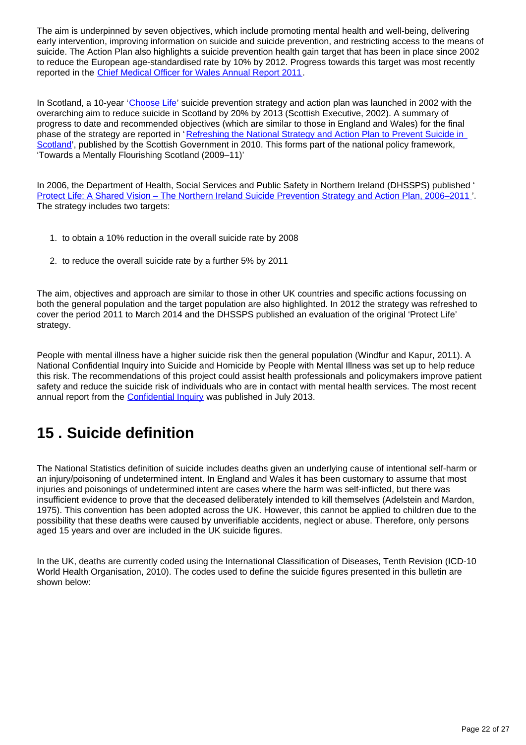The aim is underpinned by seven objectives, which include promoting mental health and well-being, delivering early intervention, improving information on suicide and suicide prevention, and restricting access to the means of suicide. The Action Plan also highlights a suicide prevention health gain target that has been in place since 2002 to reduce the European age-standardised rate by 10% by 2012. Progress towards this target was most recently reported in the Chief Medical Officer for Wales Annual Report 2011.

In Scotland, a 10-year 'Choose Life' suicide prevention strategy and action plan was launched in 2002 with the overarching aim to reduce suicide in Scotland by 20% by 2013 (Scottish Executive, 2002). A summary of progress to date and recommended objectives (which are similar to those in England and Wales) for the final phase of the strategy are reported in 'Refreshing the National Strategy and Action Plan to Prevent Suicide in Scotland', published by the Scottish Government in 2010. This forms part of the national policy framework, 'Towards a Mentally Flourishing Scotland (2009–11)'

In 2006, the Department of Health, Social Services and Public Safety in Northern Ireland (DHSSPS) published 'Protect Life: A Shared Vision – The Northern Ireland Suicide Prevention Strategy and Action Plan, 2006–2011 '. The strategy includes two targets:

1. to obtain a 10% reduction in the overall suicide rate by 2008
2. to reduce the overall suicide rate by a further 5% by 2011

The aim, objectives and approach are similar to those in other UK countries and specific actions focussing on both the general population and the target population are also highlighted. In 2012 the strategy was refreshed to cover the period 2011 to March 2014 and the DHSSPS published an evaluation of the original 'Protect Life' strategy.

People with mental illness have a higher suicide risk then the general population (Windfur and Kapur, 2011). A National Confidential Inquiry into Suicide and Homicide by People with Mental Illness was set up to help reduce this risk. The recommendations of this project could assist health professionals and policymakers improve patient safety and reduce the suicide risk of individuals who are in contact with mental health services. The most recent annual report from the Confidential Inquiry was published in July 2013.

# 15 . Suicide definition

The National Statistics definition of suicide includes deaths given an underlying cause of intentional self-harm or an injury/poisoning of undetermined intent. In England and Wales it has been customary to assume that most injuries and poisonings of undetermined intent are cases where the harm was self-inflicted, but there was insufficient evidence to prove that the deceased deliberately intended to kill themselves (Adelstein and Mardon, 1975). This convention has been adopted across the UK. However, this cannot be applied to children due to the possibility that these deaths were caused by unverifiable accidents, neglect or abuse. Therefore, only persons aged 15 years and over are included in the UK suicide figures.

In the UK, deaths are currently coded using the International Classification of Diseases, Tenth Revision (ICD-10 World Health Organisation, 2010). The codes used to define the suicide figures presented in this bulletin are shown below: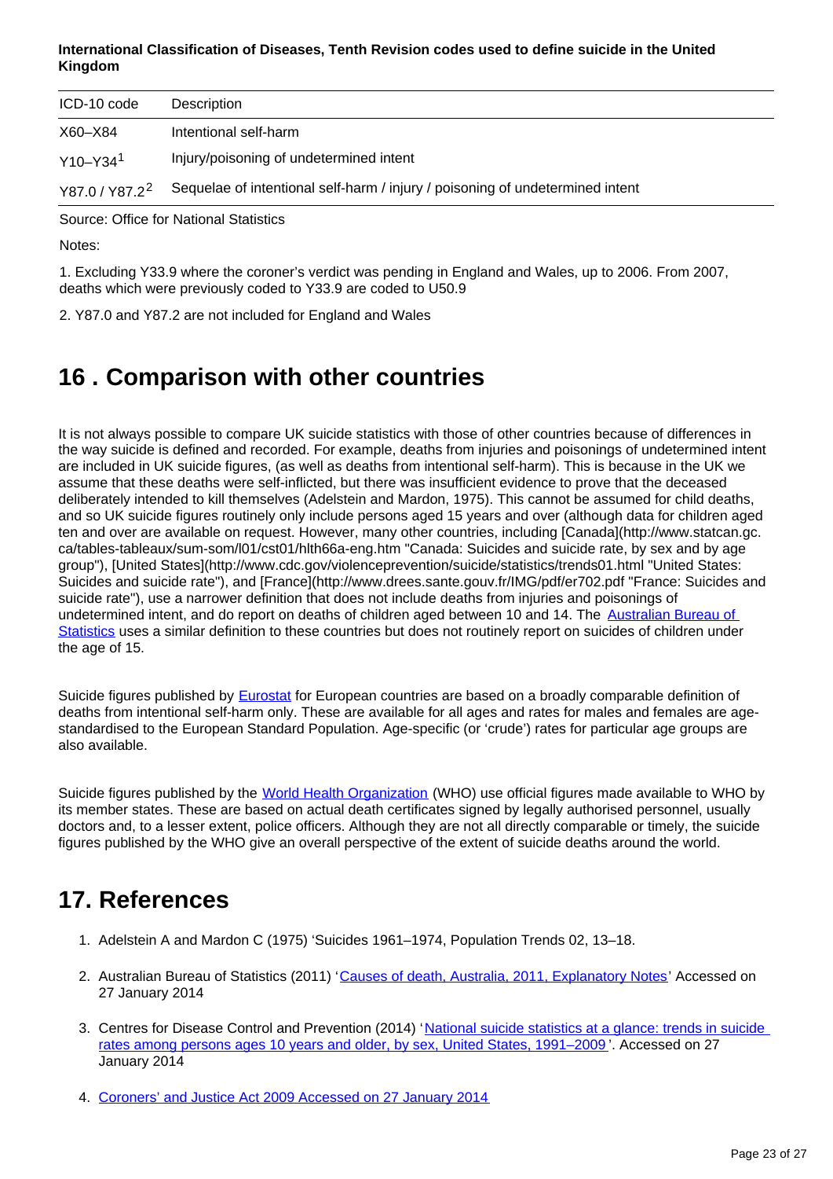**International Classification of Diseases, Tenth Revision codes used to define suicide in the United Kingdom**

| ICD-10 code | Description |
| --- | --- |
| X60–X84 | Intentional self-harm |
| Y10–Y34[1] | Injury/poisoning of undetermined intent |
| Y87.0 / Y87.2[2] | Sequelae of intentional self-harm / injury / poisoning of undetermined intent |

Source: Office for National Statistics

Notes:

1. Excluding Y33.9 where the coroner's verdict was pending in England and Wales, up to 2006. From 2007, deaths which were previously coded to Y33.9 are coded to U50.9

2. Y87.0 and Y87.2 are not included for England and Wales

## 16 . Comparison with other countries

It is not always possible to compare UK suicide statistics with those of other countries because of differences in the way suicide is defined and recorded. For example, deaths from injuries and poisonings of undetermined intent are included in UK suicide figures, (as well as deaths from intentional self-harm). This is because in the UK we assume that these deaths were self-inflicted, but there was insufficient evidence to prove that the deceased deliberately intended to kill themselves (Adelstein and Mardon, 1975). This cannot be assumed for child deaths, and so UK suicide figures routinely only include persons aged 15 years and over (although data for children aged ten and over are available on request. However, many other countries, including [Canada](http://www.statcan.gc.ca/tables-tableaux/sum-som/l01/cst01/hlth66a-eng.htm "Canada: Suicides and suicide rate, by sex and by age group"), [United States](http://www.cdc.gov/violenceprevention/suicide/statistics/trends01.html "United States: Suicides and suicide rate"), and [France](http://www.drees.sante.gouv.fr/IMG/pdf/er702.pdf "France: Suicides and suicide rate"), use a narrower definition that does not include deaths from injuries and poisonings of undetermined intent, and do report on deaths of children aged between 10 and 14. The Australian Bureau of Statistics uses a similar definition to these countries but does not routinely report on suicides of children under the age of 15.

Suicide figures published by Eurostat for European countries are based on a broadly comparable definition of deaths from intentional self-harm only. These are available for all ages and rates for males and females are age-standardised to the European Standard Population. Age-specific (or 'crude') rates for particular age groups are also available.

Suicide figures published by the World Health Organization (WHO) use official figures made available to WHO by its member states. These are based on actual death certificates signed by legally authorised personnel, usually doctors and, to a lesser extent, police officers. Although they are not all directly comparable or timely, the suicide figures published by the WHO give an overall perspective of the extent of suicide deaths around the world.

## 17. References

1. Adelstein A and Mardon C (1975) 'Suicides 1961–1974, Population Trends 02, 13–18.

2. Australian Bureau of Statistics (2011) 'Causes of death, Australia, 2011, Explanatory Notes' Accessed on 27 January 2014

3. Centres for Disease Control and Prevention (2014) 'National suicide statistics at a glance: trends in suicide rates among persons ages 10 years and older, by sex, United States, 1991–2009'. Accessed on 27 January 2014

4. Coroners' and Justice Act 2009 Accessed on 27 January 2014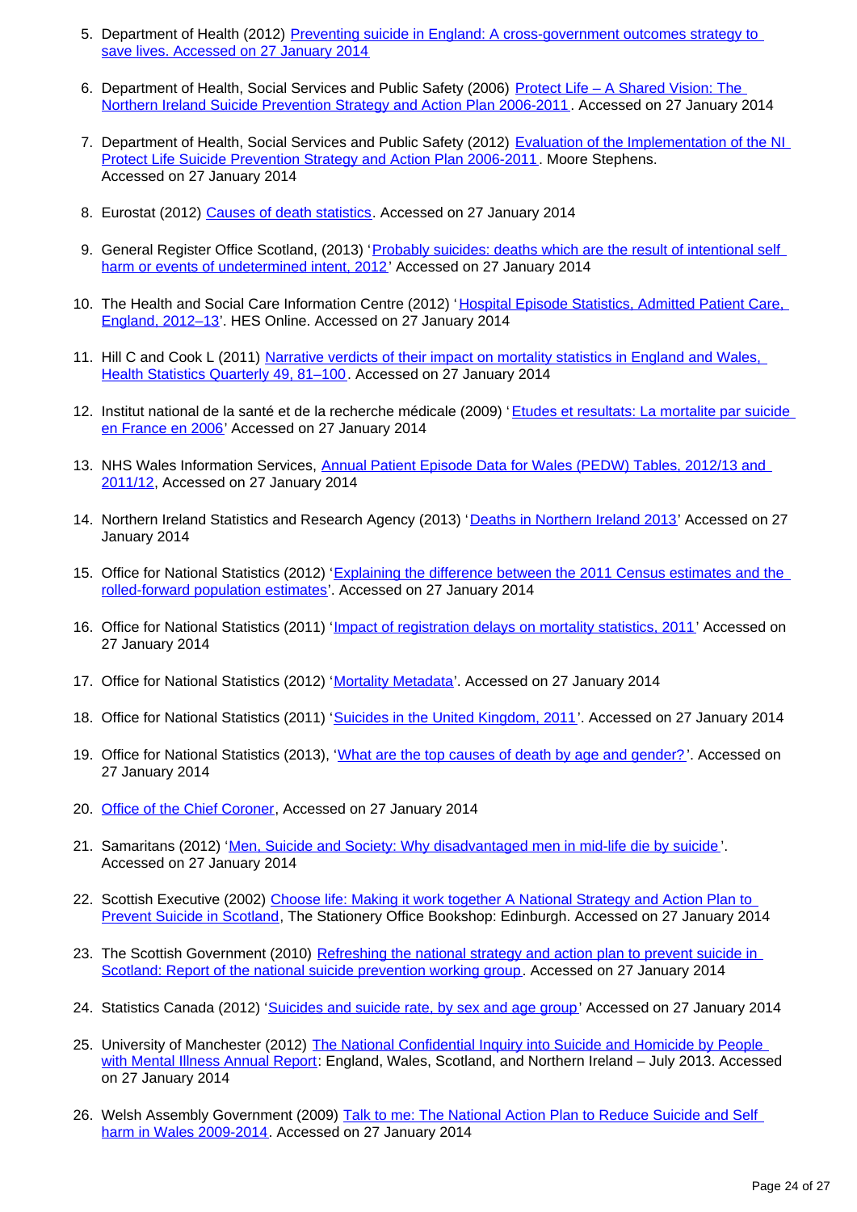5. Department of Health (2012) Preventing suicide in England: A cross-government outcomes strategy to save lives. Accessed on 27 January 2014

6. Department of Health, Social Services and Public Safety (2006) Protect Life – A Shared Vision: The Northern Ireland Suicide Prevention Strategy and Action Plan 2006-2011. Accessed on 27 January 2014

7. Department of Health, Social Services and Public Safety (2012) Evaluation of the Implementation of the NI Protect Life Suicide Prevention Strategy and Action Plan 2006-2011. Moore Stephens. Accessed on 27 January 2014

8. Eurostat (2012) Causes of death statistics. Accessed on 27 January 2014

9. General Register Office Scotland, (2013) 'Probably suicides: deaths which are the result of intentional self harm or events of undetermined intent, 2012' Accessed on 27 January 2014

10. The Health and Social Care Information Centre (2012) 'Hospital Episode Statistics, Admitted Patient Care, England, 2012–13'. HES Online. Accessed on 27 January 2014

11. Hill C and Cook L (2011) Narrative verdicts of their impact on mortality statistics in England and Wales, Health Statistics Quarterly 49, 81–100. Accessed on 27 January 2014

12. Institut national de la santé et de la recherche médicale (2009) 'Etudes et resultats: La mortalite par suicide en France en 2006' Accessed on 27 January 2014

13. NHS Wales Information Services, Annual Patient Episode Data for Wales (PEDW) Tables, 2012/13 and 2011/12, Accessed on 27 January 2014

14. Northern Ireland Statistics and Research Agency (2013) 'Deaths in Northern Ireland 2013' Accessed on 27 January 2014

15. Office for National Statistics (2012) 'Explaining the difference between the 2011 Census estimates and the rolled-forward population estimates'. Accessed on 27 January 2014

16. Office for National Statistics (2011) 'Impact of registration delays on mortality statistics, 2011' Accessed on 27 January 2014

17. Office for National Statistics (2012) 'Mortality Metadata'. Accessed on 27 January 2014

18. Office for National Statistics (2011) 'Suicides in the United Kingdom, 2011'. Accessed on 27 January 2014

19. Office for National Statistics (2013), 'What are the top causes of death by age and gender?'. Accessed on 27 January 2014

20. Office of the Chief Coroner, Accessed on 27 January 2014

21. Samaritans (2012) 'Men, Suicide and Society: Why disadvantaged men in mid-life die by suicide'. Accessed on 27 January 2014

22. Scottish Executive (2002) Choose life: Making it work together A National Strategy and Action Plan to Prevent Suicide in Scotland, The Stationery Office Bookshop: Edinburgh. Accessed on 27 January 2014

23. The Scottish Government (2010) Refreshing the national strategy and action plan to prevent suicide in Scotland: Report of the national suicide prevention working group. Accessed on 27 January 2014

24. Statistics Canada (2012) 'Suicides and suicide rate, by sex and age group' Accessed on 27 January 2014

25. University of Manchester (2012) The National Confidential Inquiry into Suicide and Homicide by People with Mental Illness Annual Report: England, Wales, Scotland, and Northern Ireland – July 2013. Accessed on 27 January 2014

26. Welsh Assembly Government (2009) Talk to me: The National Action Plan to Reduce Suicide and Self harm in Wales 2009-2014. Accessed on 27 January 2014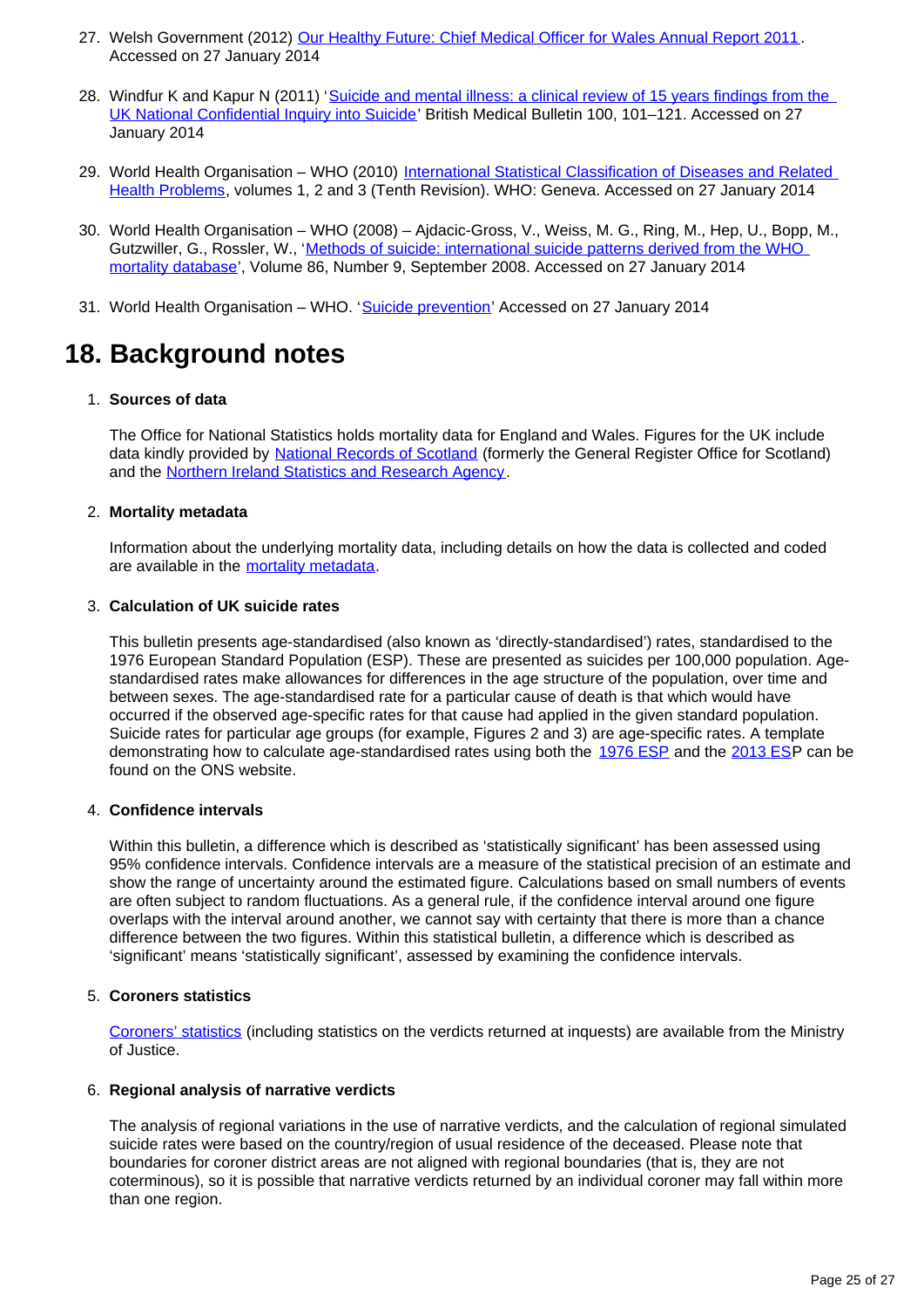27. Welsh Government (2012) Our Healthy Future: Chief Medical Officer for Wales Annual Report 2011. Accessed on 27 January 2014

28. Windfur K and Kapur N (2011) 'Suicide and mental illness: a clinical review of 15 years findings from the UK National Confidential Inquiry into Suicide' British Medical Bulletin 100, 101–121. Accessed on 27 January 2014

29. World Health Organisation – WHO (2010) International Statistical Classification of Diseases and Related Health Problems, volumes 1, 2 and 3 (Tenth Revision). WHO: Geneva. Accessed on 27 January 2014

30. World Health Organisation – WHO (2008) – Ajdacic-Gross, V., Weiss, M. G., Ring, M., Hep, U., Bopp, M., Gutzwiller, G., Rossler, W., 'Methods of suicide: international suicide patterns derived from the WHO mortality database', Volume 86, Number 9, September 2008. Accessed on 27 January 2014

31. World Health Organisation – WHO. 'Suicide prevention' Accessed on 27 January 2014

# 18. Background notes

1. **Sources of data**

   The Office for National Statistics holds mortality data for England and Wales. Figures for the UK include data kindly provided by National Records of Scotland (formerly the General Register Office for Scotland) and the Northern Ireland Statistics and Research Agency.

2. **Mortality metadata**

   Information about the underlying mortality data, including details on how the data is collected and coded are available in the mortality metadata.

3. **Calculation of UK suicide rates**

   This bulletin presents age-standardised (also known as 'directly-standardised') rates, standardised to the 1976 European Standard Population (ESP). These are presented as suicides per 100,000 population. Age-standardised rates make allowances for differences in the age structure of the population, over time and between sexes. The age-standardised rate for a particular cause of death is that which would have occurred if the observed age-specific rates for that cause had applied in the given standard population. Suicide rates for particular age groups (for example, Figures 2 and 3) are age-specific rates. A template demonstrating how to calculate age-standardised rates using both the 1976 ESP and the 2013 ESP can be found on the ONS website.

4. **Confidence intervals**

   Within this bulletin, a difference which is described as 'statistically significant' has been assessed using 95% confidence intervals. Confidence intervals are a measure of the statistical precision of an estimate and show the range of uncertainty around the estimated figure. Calculations based on small numbers of events are often subject to random fluctuations. As a general rule, if the confidence interval around one figure overlaps with the interval around another, we cannot say with certainty that there is more than a chance difference between the two figures. Within this statistical bulletin, a difference which is described as 'significant' means 'statistically significant', assessed by examining the confidence intervals.

5. **Coroners statistics**

   Coroners' statistics (including statistics on the verdicts returned at inquests) are available from the Ministry of Justice.

6. **Regional analysis of narrative verdicts**

   The analysis of regional variations in the use of narrative verdicts, and the calculation of regional simulated suicide rates were based on the country/region of usual residence of the deceased. Please note that boundaries for coroner district areas are not aligned with regional boundaries (that is, they are not coterminous), so it is possible that narrative verdicts returned by an individual coroner may fall within more than one region.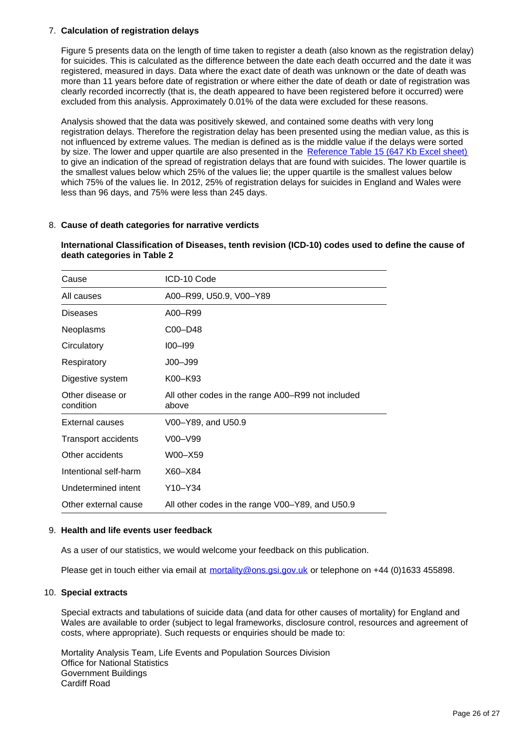7. **Calculation of registration delays**

   Figure 5 presents data on the length of time taken to register a death (also known as the registration delay) for suicides. This is calculated as the difference between the date each death occurred and the date it was registered, measured in days. Data where the exact date of death was unknown or the date of death was more than 11 years before date of registration or where either the date of death or date of registration was clearly recorded incorrectly (that is, the death appeared to have been registered before it occurred) were excluded from this analysis. Approximately 0.01% of the data were excluded for these reasons.

   Analysis showed that the data was positively skewed, and contained some deaths with very long registration delays. Therefore the registration delay has been presented using the median value, as this is not influenced by extreme values. The median is defined as is the middle value if the delays were sorted by size. The lower and upper quartile are also presented in the [Reference Table 15 (647 Kb Excel sheet)](#) to give an indication of the spread of registration delays that are found with suicides. The lower quartile is the smallest values below which 25% of the values lie; the upper quartile is the smallest values below which 75% of the values lie. In 2012, 25% of registration delays for suicides in England and Wales were less than 96 days, and 75% were less than 245 days.

8. **Cause of death categories for narrative verdicts**

   **International Classification of Diseases, tenth revision (ICD-10) codes used to define the cause of death categories in Table 2**

| Cause | ICD-10 Code |
|---|---|
| All causes | A00–R99, U50.9, V00–Y89 |
| Diseases | A00–R99 |
| Neoplasms | C00–D48 |
| Circulatory | I00–I99 |
| Respiratory | J00–J99 |
| Digestive system | K00–K93 |
| Other disease or condition | All other codes in the range A00–R99 not included above |
| External causes | V00–Y89, and U50.9 |
| Transport accidents | V00–V99 |
| Other accidents | W00–X59 |
| Intentional self-harm | X60–X84 |
| Undetermined intent | Y10–Y34 |
| Other external cause | All other codes in the range V00–Y89, and U50.9 |

9. **Health and life events user feedback**

   As a user of our statistics, we would welcome your feedback on this publication.

   Please get in touch either via email at [mortality@ons.gsi.gov.uk](mailto:mortality@ons.gsi.gov.uk) or telephone on +44 (0)1633 455898.

10. **Special extracts**

    Special extracts and tabulations of suicide data (and data for other causes of mortality) for England and Wales are available to order (subject to legal frameworks, disclosure control, resources and agreement of costs, where appropriate). Such requests or enquiries should be made to:

    Mortality Analysis Team, Life Events and Population Sources Division
    Office for National Statistics
    Government Buildings
    Cardiff Road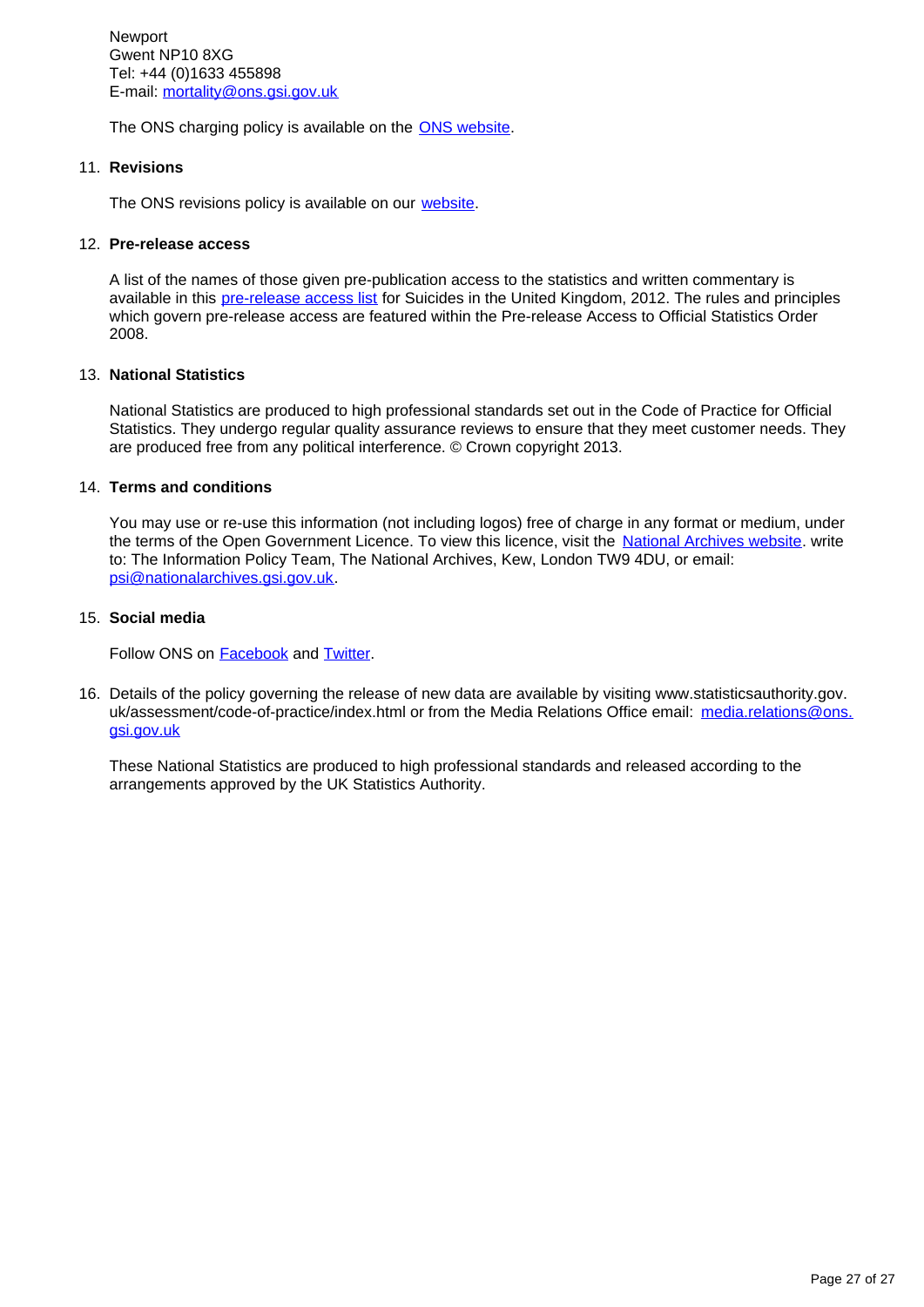Newport
Gwent NP10 8XG
Tel: +44 (0)1633 455898
E-mail: mortality@ons.gsi.gov.uk

The ONS charging policy is available on the ONS website.

11. **Revisions**

    The ONS revisions policy is available on our website.

12. **Pre-release access**

    A list of the names of those given pre-publication access to the statistics and written commentary is available in this pre-release access list for Suicides in the United Kingdom, 2012. The rules and principles which govern pre-release access are featured within the Pre-release Access to Official Statistics Order 2008.

13. **National Statistics**

    National Statistics are produced to high professional standards set out in the Code of Practice for Official Statistics. They undergo regular quality assurance reviews to ensure that they meet customer needs. They are produced free from any political interference. © Crown copyright 2013.

14. **Terms and conditions**

    You may use or re-use this information (not including logos) free of charge in any format or medium, under the terms of the Open Government Licence. To view this licence, visit the National Archives website. write to: The Information Policy Team, The National Archives, Kew, London TW9 4DU, or email: psi@nationalarchives.gsi.gov.uk.

15. **Social media**

    Follow ONS on Facebook and Twitter.

16. Details of the policy governing the release of new data are available by visiting www.statisticsauthority.gov.uk/assessment/code-of-practice/index.html or from the Media Relations Office email: media.relations@ons.gsi.gov.uk

    These National Statistics are produced to high professional standards and released according to the arrangements approved by the UK Statistics Authority.